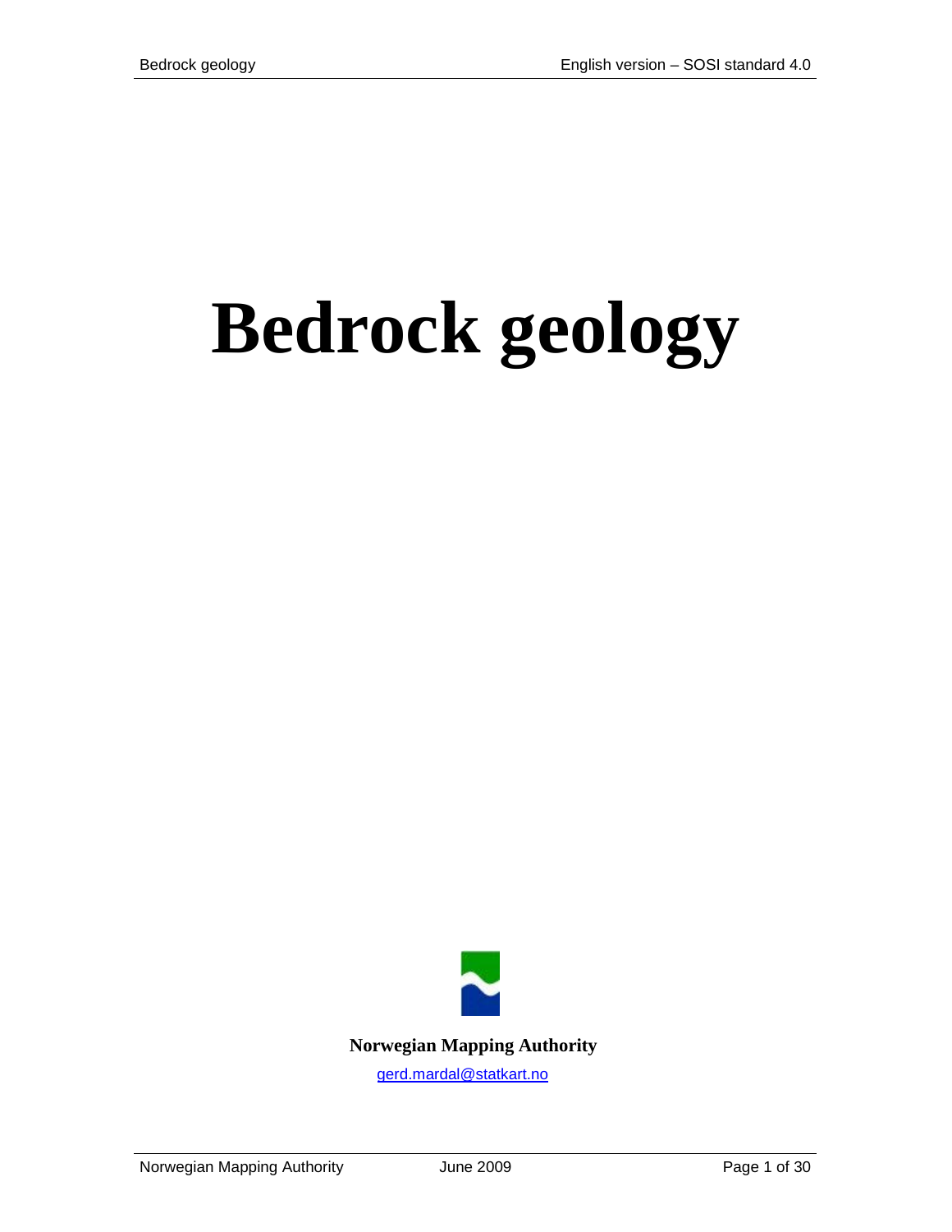# Bedrock geology

**Norwegian Mapping Authority**

gerd.mardal@statkart.no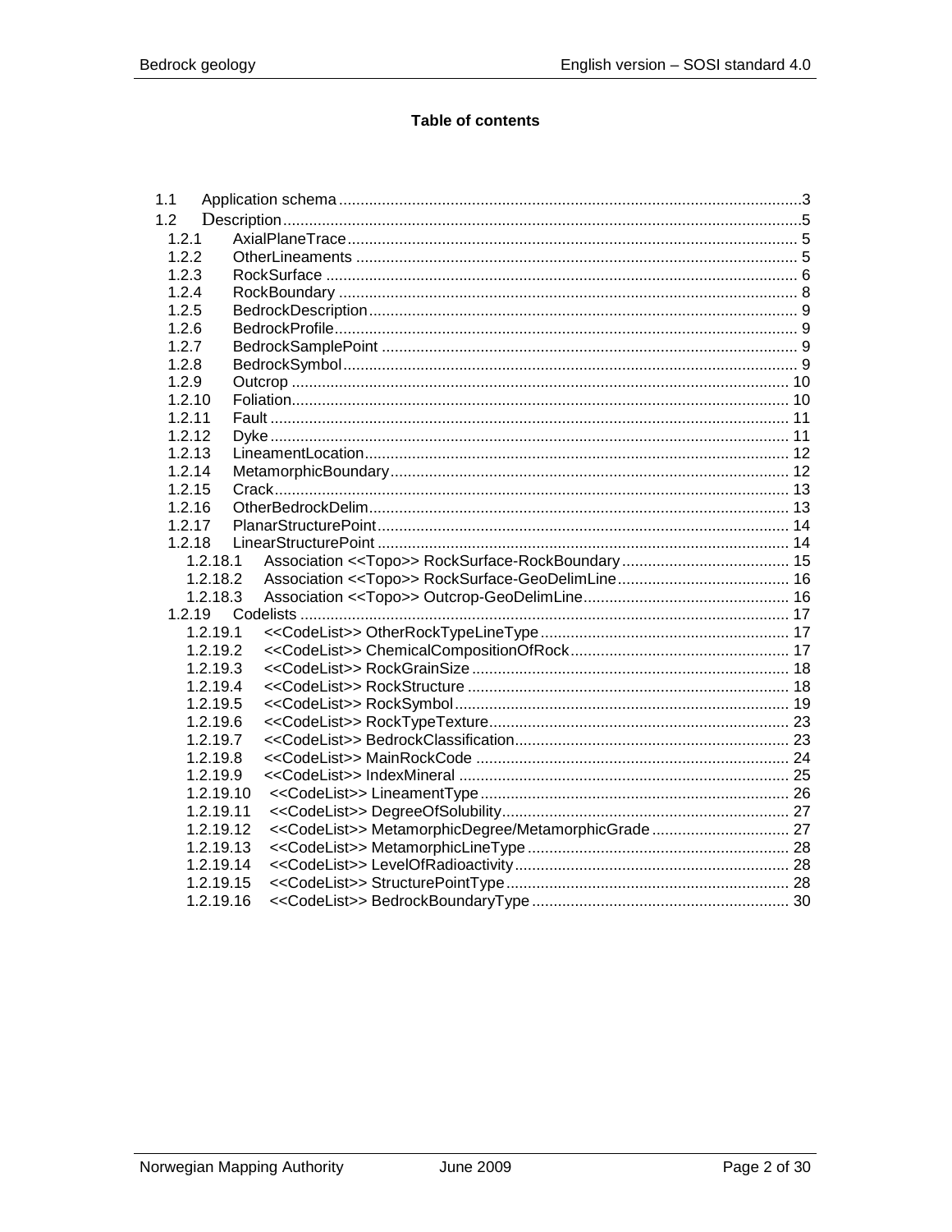**Table of contents**

- 1.1 Application schema ....... 3
- 1.2 Description ....... 5
  - 1.2.1 AxialPlaneTrace ....... 5
  - 1.2.2 OtherLineaments ....... 5
  - 1.2.3 RockSurface ....... 6
  - 1.2.4 RockBoundary ....... 8
  - 1.2.5 BedrockDescription ....... 9
  - 1.2.6 BedrockProfile ....... 9
  - 1.2.7 BedrockSamplePoint ....... 9
  - 1.2.8 BedrockSymbol ....... 9
  - 1.2.9 Outcrop ....... 10
  - 1.2.10 Foliation ....... 10
  - 1.2.11 Fault ....... 11
  - 1.2.12 Dyke ....... 11
  - 1.2.13 LineamentLocation ....... 12
  - 1.2.14 MetamorphicBoundary ....... 12
  - 1.2.15 Crack ....... 13
  - 1.2.16 OtherBedrockDelim ....... 13
  - 1.2.17 PlanarStructurePoint ....... 14
  - 1.2.18 LinearStructurePoint ....... 14
    - 1.2.18.1 Association <<Topo>> RockSurface-RockBoundary ....... 15
    - 1.2.18.2 Association <<Topo>> RockSurface-GeoDelimLine ....... 16
    - 1.2.18.3 Association <<Topo>> Outcrop-GeoDelimLine ....... 16
  - 1.2.19 Codelists ....... 17
    - 1.2.19.1 <<CodeList>> OtherRockTypeLineType ....... 17
    - 1.2.19.2 <<CodeList>> ChemicalCompositionOfRock ....... 17
    - 1.2.19.3 <<CodeList>> RockGrainSize ....... 18
    - 1.2.19.4 <<CodeList>> RockStructure ....... 18
    - 1.2.19.5 <<CodeList>> RockSymbol ....... 19
    - 1.2.19.6 <<CodeList>> RockTypeTexture ....... 23
    - 1.2.19.7 <<CodeList>> BedrockClassification ....... 23
    - 1.2.19.8 <<CodeList>> MainRockCode ....... 24
    - 1.2.19.9 <<CodeList>> IndexMineral ....... 25
    - 1.2.19.10 <<CodeList>> LineamentType ....... 26
    - 1.2.19.11 <<CodeList>> DegreeOfSolubility ....... 27
    - 1.2.19.12 <<CodeList>> MetamorphicDegree/MetamorphicGrade ....... 27
    - 1.2.19.13 <<CodeList>> MetamorphicLineType ....... 28
    - 1.2.19.14 <<CodeList>> LevelOfRadioactivity ....... 28
    - 1.2.19.15 <<CodeList>> StructurePointType ....... 28
    - 1.2.19.16 <<CodeList>> BedrockBoundaryType ....... 30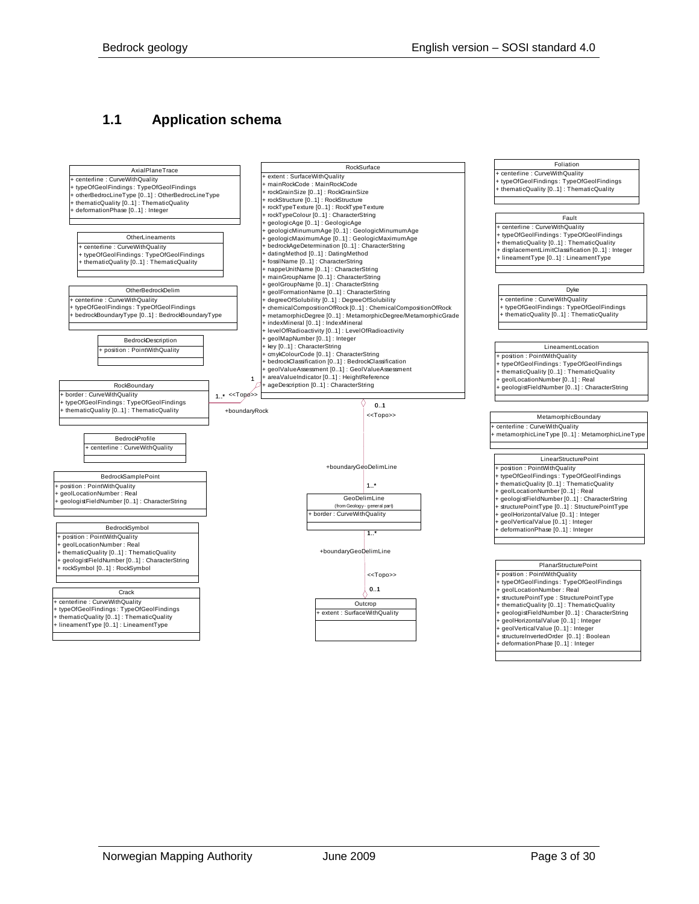## 1.1 Application schema

**AxialPlaneTrace**
- + centerline : CurveWithQuality
- + typeOfGeolFindings : TypeOfGeolFindings
- + otherBedrocLineType [0..1] : OtherBedrocLineType
- + thematicQuality [0..1] : ThematicQuality
- + deformationPhase [0..1] : Integer

**OtherLineaments**
- + centerline : CurveWithQuality
- + typeOfGeolFindings : TypeOfGeolFindings
- + thematicQuality [0..1] : ThematicQuality

**OtherBedrockDelim**
- + centerline : CurveWithQuality
- + typeOfGeolFindings : TypeOfGeolFindings
- + bedrockBoundaryType [0..1] : BedrockBoundaryType

**BedrockDescription**
- + position : PointWithQuality

**RockBoundary**
- + border : CurveWithQuality
- + typeOfGeolFindings : TypeOfGeolFindings
- + thematicQuality [0..1] : ThematicQuality

**BedrockProfile**
- + centerline : CurveWithQuality

**BedrockSamplePoint**
- + position : PointWithQuality
- + geolLocationNumber : Real
- + geologistFieldNumber [0..1] : CharacterString

**BedrockSymbol**
- + position : PointWithQuality
- + geolLocationNumber : Real
- + thematicQuality [0..1] : ThematicQuality
- + geologistFieldNumber [0..1] : CharacterString
- + rockSymbol [0..1] : RockSymbol

**Crack**
- + centerline : CurveWithQuality
- + typeOfGeolFindings : TypeOfGeolFindings
- + thematicQuality [0..1] : ThematicQuality
- + lineamentType [0..1] : LineamentType

**RockSurface**
- + extent : SurfaceWithQuality
- + mainRockCode : MainRockCode
- + rockGrainSize [0..1] : RockGrainSize
- + rockStructure [0..1] : RockStructure
- + rockTypeTexture [0..1] : RockTypeTexture
- + rockTypeColour [0..1] : CharacterString
- + geologicAge [0..1] : GeologicAge
- + geologicMinumumAge [0..1] : GeologicMinumumAge
- + geologicMaximumAge [0..1] : GeologicMaximumAge
- + bedrockAgeDetermination [0..1] : CharacterString
- + datingMethod [0..1] : DatingMethod
- + fossilName [0..1] : CharacterString
- + nappeUnitName [0..1] : CharacterString
- + mainGroupName [0..1] : CharacterString
- + geolGroupName [0..1] : CharacterString
- + geolFormationName [0..1] : CharacterString
- + degreeOfSolubility [0..1] : DegreeOfSolubility
- + chemicalCompositionOfRock [0..1] : ChemicalCompositionOfRock
- + metamorphicDegree [0..1] : MetamorphicDegree/MetamorphicGrade
- + indexMineral [0..1] : IndexMineral
- + levelOfRadioactivity [0..1] : LevelOfRadioactivity
- + geolMapNumber [0..1] : Integer
- + key [0..1] : CharacterString
- + cmykColourCode [0..1] : CharacterString
- + bedrockClassification [0..1] : BedrockClassification
- + geolValueAssessment [0..1] : GeolValueAssessment
- + areaValueIndicator [0..1] : HeightReference
- + ageDescription [0..1] : CharacterString

RockBoundary (1..* +boundaryRock) <<Topo>> RockSurface (1)

RockSurface (0..1) <<Topo>> +boundaryGeoDelimLine (1..*) GeoDelimLine

**GeoDelimLine** (from Geology - general part)
- + border : CurveWithQuality

GeoDelimLine (1..*) +boundaryGeoDelimLine <<Topo>> Outcrop (0..1)

**Outcrop**
- + extent : SurfaceWithQuality

**Foliation**
- + centerline : CurveWithQuality
- + typeOfGeolFindings : TypeOfGeolFindings
- + thematicQuality [0..1] : ThematicQuality

**Fault**
- + centerline : CurveWithQuality
- + typeOfGeolFindings : TypeOfGeolFindings
- + thematicQuality [0..1] : ThematicQuality
- + displacementLimitClassification [0..1] : Integer
- + lineamentType [0..1] : LineamentType

**Dyke**
- + centerline : CurveWithQuality
- + typeOfGeolFindings : TypeOfGeolFindings
- + thematicQuality [0..1] : ThematicQuality

**LineamentLocation**
- + position : PointWithQuality
- + typeOfGeolFindings : TypeOfGeolFindings
- + thematicQuality [0..1] : ThematicQuality
- + geolLocationNumber [0..1] : Real
- + geologistFieldNumber [0..1] : CharacterString

**MetamorphicBoundary**
- + centerline : CurveWithQuality
- + metamorphicLineType [0..1] : MetamorphicLineType

**LinearStructurePoint**
- + position : PointWithQuality
- + typeOfGeolFindings : TypeOfGeolFindings
- + thematicQuality [0..1] : ThematicQuality
- + geolLocationNumber [0..1] : Real
- + geologistFieldNumber [0..1] : CharacterString
- + structurePointType [0..1] : StructurePointType
- + geolHorizontalValue [0..1] : Integer
- + geolVerticalValue [0..1] : Integer
- + deformationPhase [0..1] : Integer

**PlanarStructurePoint**
- + position : PointWithQuality
- + typeOfGeolFindings : TypeOfGeolFindings
- + geolLocationNumber : Real
- + structurePointType : StructurePointType
- + thematicQuality [0..1] : ThematicQuality
- + geologistFieldNumber [0..1] : CharacterString
- + geolHorizontalValue [0..1] : Integer
- + geolVerticalValue [0..1] : Integer
- + structureInvertedOrder [0..1] : Boolean
- + deformationPhase [0..1] : Integer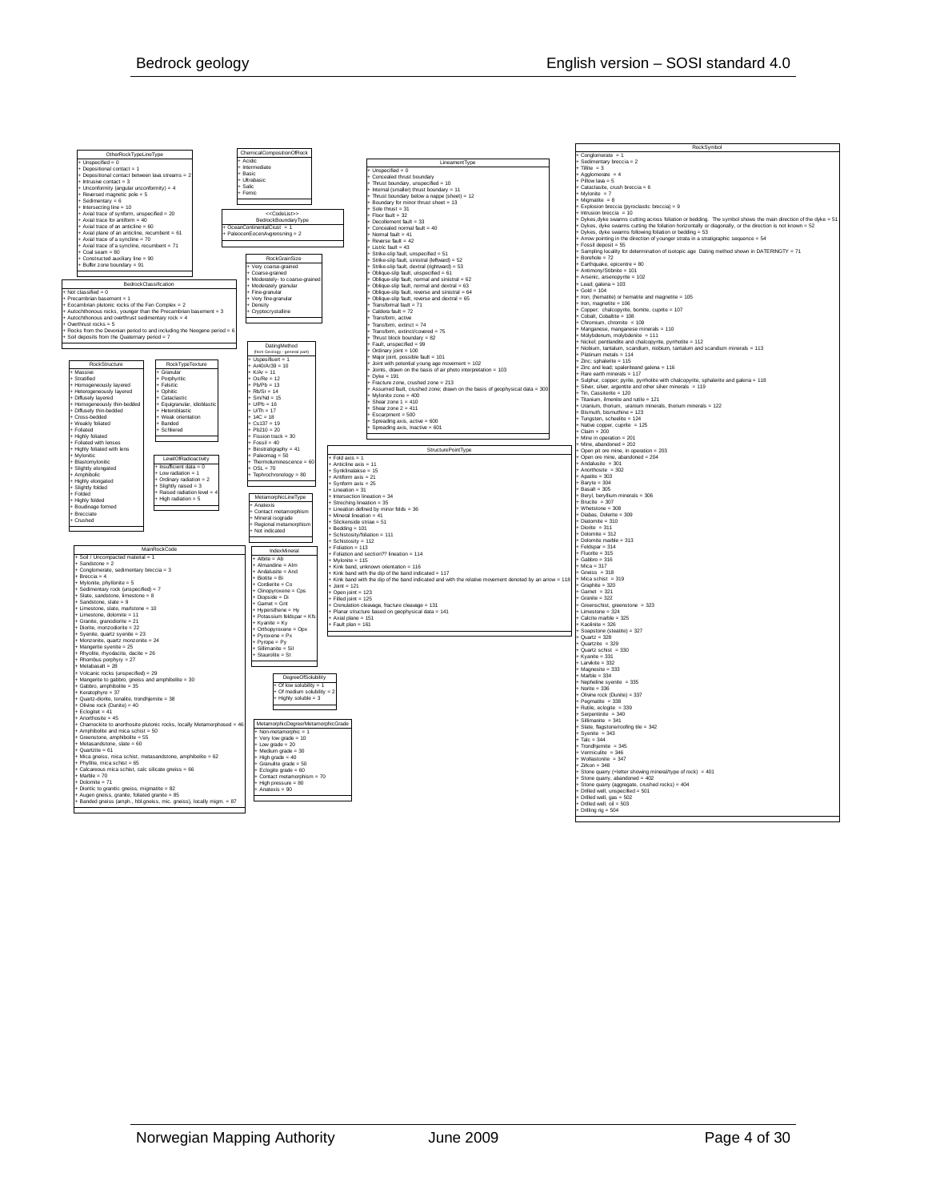## OtherRockTypeLineType

+ Unspecified = 0
+ Depositional contact = 1
+ Depositional contact between lava streams = 2
+ Intrusive contact = 3
+ Unconformity (angular unconformity) = 4
+ Reversed magnetic pole = 5
+ Sedimentary = 6
+ Intersecting line = 10
+ Axial trace of synform, unspecified = 20
+ Axial trace for antiform = 40
+ Axial trace of an anticline = 60
+ Axial plane of an anticline, recumbent = 61
+ Axial trace of a syncline = 70
+ Axial trace of a syncline, recumbent = 71
+ Coal seam = 80
+ Constructed auxiliary line = 90
+ Buffer zone boundary = 91

## ChemicalCompositionOfRock

+ Acidic
+ Intermediate
+ Basic
+ Ultrabasic
+ Salic
+ Femic

## <<CodeList>> BedrockBoundaryType

+ OceanContinentalCrust = 1
+ PaleocenEocenAvgrensning = 2

## BedrockClassification

+ Not classified = 0
+ Precambrian basement = 1
+ Eocambrian plutonic rocks of the Fen Complex = 2
+ Autochthonous rocks, younger than the Precambrian basement = 3
+ Autochthonous and overthrust sedimentary rock = 4
+ Overthrust rocks = 5
+ Rocks from the Devonian period to and including the Neogene period = 6
+ Soil deposits from the Quaternary period = 7

## RockGrainSize

+ Very coarse-grained
+ Coarse-grained
+ Moderately- to coarse-grained
+ Moderately granular
+ Fine-granular
+ Very fine-granular
+ Density
+ Cryptocrystalline

## DatingMethod (from Geology - general part)

+ Uspesifisert = 1
+ Ar40/Ar39 = 10
+ K/Ar = 11
+ Os/Re = 12
+ Pb/Pb = 13
+ Rb/Sr = 14
+ Sm/Nd = 15
+ U/Pb = 16
+ U/Th = 17
+ 14C = 18
+ Cs137 = 19
+ Pb210 = 20
+ Fission track = 30
+ Fossil = 40
+ Biostratigraphy = 41
+ Paleomag = 50
+ Thermoluminescence = 60
+ OSL = 70
+ Tephrochronology = 80

## RockStructure

+ Massive
+ Stratified
+ Homogeneously layered
+ Heterogeneously layered
+ Diffusely layered
+ Homogeneously thin-bedded
+ Diffusely thin-bedded
+ Cross-bedded
+ Weakly foliated
+ Foliated
+ Highly foliated
+ Foliated with lenses
+ Highly foliated with lens
+ Mylonitic
+ Blastomylonitic
+ Slightly elongated
+ Amphibolic
+ Highly elongated
+ Slightly folded
+ Folded
+ Highly folded
+ Boudinage formed
+ Brecciate
+ Crushed

## RockTypeTexture

+ Granular
+ Porphyritic
+ Felsitic
+ Ophitic
+ Cataclastic
+ Equigranular, idioblastic
+ Heteroblastic
+ Weak orientation
+ Banded
+ Schliered

## LevelOfRadioactivity

+ Insufficient data = 0
+ Low radiation = 1
+ Ordinary radiation = 2
+ Slightly raised = 3
+ Raised radiation level = 4
+ High radiation = 5

## MetamorphicLineType

+ Anatexis
+ Contact metamorphism
+ Mineral isograde
+ Regional metamorphism
+ Not indicated

## LineamentType

+ Unspecified = 0
+ Concealed thrust boundary
+ Thrust boundary, unspecified = 10
+ Internal (smaller) thrust boundary = 11
+ Thrust boundary below a nappe (sheet) = 12
+ Boundary for minor thrust sheet = 13
+ Sole thrust = 31
+ Floor fault = 32
+ Decollement fault = 33
+ Concealed normal fault = 40
+ Normal fault = 41
+ Reverse fault = 42
+ Listric fault = 43
+ Strike-slip fault, unspecified = 51
+ Strike-slip fault, sinistral (leftward) = 52
+ Strike-slip fault, dextral (rightward) = 53
+ Oblique-slip fault, unspecified = 61
+ Oblique-slip fault, normal and sinistral = 62
+ Oblique-slip fault, normal and dextral = 63
+ Oblique-slip fault, reverse and sinistral = 64
+ Oblique-slip fault, reverse and dextral = 65
+ Transformal fault = 71
+ Caldera fault = 72
+ Transform, active
+ Transform, extinct = 74
+ Transform, extinct/covered = 75
+ Thrust block boundary = 82
+ Fault, unspecified = 99
+ Ordinary joint = 100
+ Major joint, possible fault = 101
+ Joint with potential young age movement = 102
+ Joints, drawn on the basis of air photo interpretation = 103
+ Dyke = 191
+ Fracture zone, crushed zone = 213
+ Assumed fault, crushed zone; drawn on the basis of geophysical data = 300
+ Mylonite zone = 400
+ Shear zone 1 = 410
+ Shear zone 2 = 411
+ Escarpment = 500
+ Spreading axis, active = 600
+ Spreading axis, inactive = 601

## StructurePointType

+ Fold axis = 1
+ Anticline axis = 11
+ Synklinalakse = 15
+ Antiform axis = 21
+ Synform axis = 25
+ Lineation = 31
+ Intersection lineation = 34
+ Streching lineation = 35
+ Lineation defined by minor folds = 36
+ Mineral lineation = 41
+ Slickenside striae = 51
+ Bedding = 101
+ Schistosity/foliation = 111
+ Schistosity = 112
+ Foliation = 113
+ Foliation and section?? lineation = 114
+ Mylonite = 115
+ Kink band, unknown orientation = 116
+ Kink band with the dip of the band indicated = 117
+ Kink band with the dip of the band indicated and with the relative movement denoted by an arrow = 118
+ Joint = 121
+ Open joint = 123
+ Filled joint = 125
+ Crenulation cleavage, fracture cleavage = 131
+ Planar structure based on geophysical data = 141
+ Axial plane = 151
+ Fault plan = 161

## MainRockCode

+ Soil / Uncompacted material = 1
+ Sandstone = 2
+ Conglomerate, sedimentary breccia = 3
+ Breccia = 4
+ Mylonite, phyllonite = 5
+ Sedimentary rock (unspecified) = 7
+ Slate, sandstone, limestone = 8
+ Sandstone, slate = 9
+ Limestone, slate, marlstone = 10
+ Limestone, dolomite = 11
+ Granite, granodiorite = 21
+ Diorite, monzodiorite = 22
+ Syenite, quartz syenite = 23
+ Monzonite, quartz monzonite = 24
+ Mangerite syenite = 25
+ Rhyolite, rhyodacite, dacite = 26
+ Rhombus porphyry = 27
+ Metabasalt = 28
+ Volcanic rocks (unspecified) = 29
+ Mangerite to gabbro, gneiss and amphibolite = 30
+ Gabbro, amphibolite = 35
+ Keratophyre = 37
+ Quartz-diorite, tonalite, trondhjemite = 38
+ Olivine rock (Dunite) = 40
+ Eclogite = 41
+ Anorthosite = 45
+ Charnockite to anorthosite plutonic rocks, locally Metamorphosed = 46
+ Amphibolite and mica schist = 50
+ Greenstone, amphibolite = 55
+ Metasandstone, slate = 60
+ Quartzite = 61
+ Mica gneiss, mica schist, metasandstone, amphibolite = 62
+ Phyllite, mica schist = 65
+ Calcareous mica schist, calc silicate gneiss = 66
+ Marble = 70
+ Dolomite = 71
+ Dioritic to granitic gneiss, migmatite = 82
+ Augen gneiss, granite, foliated granite = 85
+ Banded gneiss (amph., hbl.gneiss, mic. gneiss), locally migm. = 87

## IndexMineral

+ Albite = Ab
+ Almandine = Alm
+ Andalusite = And
+ Biotite = Bi
+ Cordierite = Co
+ Clinopyroxene = Cpx
+ Diopside = Di
+ Garnet = Grt
+ Hypersthene = Hy
+ Potassium feldspar = Kfs
+ Kyanite = Ky
+ Orthopyroxene = Opx
+ Pyroxene = Px
+ Pyrope = Py
+ Sillimanite = Sil
+ Staurolite = St

## DegreeOfSolubility

+ Of low solubility = 1
+ Of medium solubility = 2
+ Highly soluble = 3

## MetamorphicDegree/MetamorphicGrade

+ Non-metamorphic = 1
+ Very low grade = 10
+ Low grade = 20
+ Medium grade = 30
+ High grade = 40
+ Granulite grade = 50
+ Eclogite grade = 60
+ Contact metamorphism = 70
+ High pressure = 80
+ Anatexis = 90

## RockSymbol

+ Conglomerate = 1
+ Sedimentary breccia = 2
+ Tillite = 3
+ Agglomerate = 4
+ Pillow lava = 5
+ Cataclasite, crush breccia = 6
+ Mylonite = 7
+ Migmatite = 8
+ Explosion breccia (pyroclastic breccia) = 9
+ Intrusion breccia = 10
+ Dykes,dyke swarms cutting across foliation or bedding. The symbol shows the main direction of the dyke = 51
+ Dykes, dyke swarms cutting the foliation horizontally or diagonally, or the direction is not known = 52
+ Dykes, dyke swarms following foliation or bedding = 53
+ Arrow pointing in the direction of younger strata in a stratigraphic sequence = 54
+ Fossil deposit = 55
+ Sampling locality for determination of isotopic age Dating method shown in DATERINGTY = 71
+ Borehole = 72
+ Earthquake, epicentre = 80
+ Antimony/Stibnite = 101
+ Arsenic, arsenopyrite = 102
+ Lead; galena = 103
+ Gold = 104
+ Iron; (hematite) or hematite and magnetite = 105
+ Iron, magnetite = 106
+ Copper; chalcopyrite, bornite, cuprite = 107
+ Cobalt, Cobaltite = 108
+ Chromium, chromite = 109
+ Manganese, manganese minerals = 110
+ Molybdenum, molybdenite = 111
+ Nickel; pentlandite and chalcopyrite, pyrrhotite = 112
+ Niobium, tantalum, scandium, niobium, tantalum and scandium minerals = 113
+ Platinum metals = 114
+ Zinc; sphalerite = 115
+ Zinc and lead; spalerite and galena = 116
+ Rare earth minerals = 117
+ Sulphur, copper; pyrite, pyrrhotite with chalcopyrite, sphalerite and galena = 118
+ Silver, silver, argentite and other silver minerals = 119
+ Tin, Cassiterite = 120
+ Titanium, ilmenite and rutile = 121
+ Uranium, thorium, uranium minerals, thorium minerals = 122
+ Bismuth, bismuthine = 123
+ Tungsten, scheelite = 124
+ Native copper, cuprite = 125
+ Claim = 200
+ Mine in operation = 201
+ Mine, abandoned = 202
+ Open pit ore mine, in operation = 203
+ Open ore mine, abandoned = 204
+ Andalusite = 301
+ Anorthosite = 302
+ Apatite = 303
+ Baryte = 304
+ Basalt = 305
+ Beryl, beryllium minerals = 306
+ Brucite = 307
+ Whetstone = 308
+ Diabas, Dolerite = 309
+ Diatomite = 310
+ Diorite = 311
+ Dolomite = 312
+ Dolomite marble = 313
+ Feldspar = 314
+ Fluorite = 315
+ Gabbro = 316
+ Mica = 317
+ Gneiss = 318
+ Mica schist = 319
+ Graphite = 320
+ Garnet = 321
+ Granite = 322
+ Greenschist, greenstone = 323
+ Limestone = 324
+ Calcite marble = 325
+ Kaolinite = 326
+ Soapstone (steatite) = 327
+ Quartz = 328
+ Quartzite = 329
+ Quartz schist = 330
+ Kyanite = 331
+ Larvikite = 332
+ Magnesite = 333
+ Marble = 334
+ Nepheline syenite = 335
+ Norite = 336
+ Olivine rock (Dunite) = 337
+ Pegmatite = 338
+ Rutile, eclogite = 339
+ Serpentinite = 340
+ Sillimanite = 341
+ Slate, flagstone/roofing tile = 342
+ Syenite = 343
+ Talc = 344
+ Trondhjemite = 345
+ Vermiculite = 346
+ Wollastonite = 347
+ Zirkon = 348
+ Stone quarry (+letter showing mineral/type of rock) = 401
+ Stone quarry, abandoned = 402
+ Stone quarry (aggregate, crushed rocks) = 404
+ Drilled well, unspecified = 501
+ Drilled well, gas = 502
+ Drilled well, oil = 503
+ Drilling rig = 504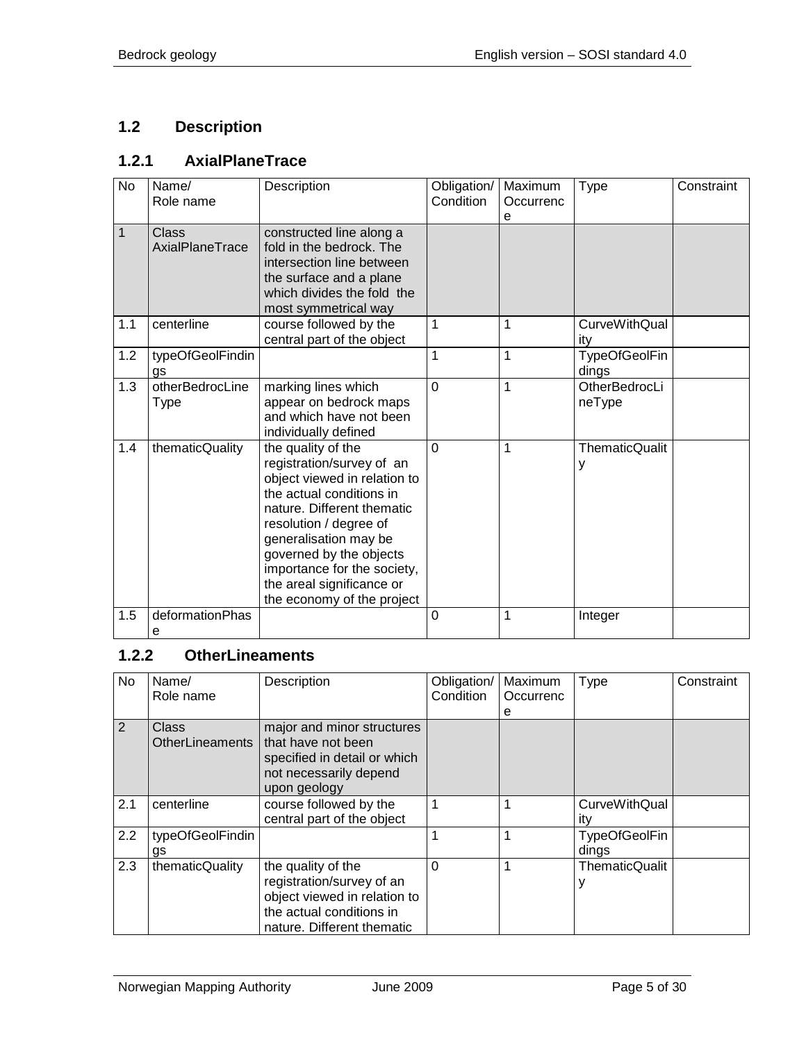## 1.2 Description

### 1.2.1 AxialPlaneTrace

| No | Name/ Role name | Description | Obligation/ Condition | Maximum Occurrence | Type | Constraint |
|---|---|---|---|---|---|---|
| 1 | Class AxialPlaneTrace | constructed line along a fold in the bedrock. The intersection line between the surface and a plane which divides the fold the most symmetrical way | | | | |
| 1.1 | centerline | course followed by the central part of the object | 1 | 1 | CurveWithQuality | |
| 1.2 | typeOfGeolFindings | | 1 | 1 | TypeOfGeolFindings | |
| 1.3 | otherBedrocLineType | marking lines which appear on bedrock maps and which have not been individually defined | 0 | 1 | OtherBedrocLineType | |
| 1.4 | thematicQuality | the quality of the registration/survey of an object viewed in relation to the actual conditions in nature. Different thematic resolution / degree of generalisation may be governed by the objects importance for the society, the areal significance or the economy of the project | 0 | 1 | ThematicQuality | |
| 1.5 | deformationPhase | | 0 | 1 | Integer | |

### 1.2.2 OtherLineaments

| No | Name/ Role name | Description | Obligation/ Condition | Maximum Occurrence | Type | Constraint |
|---|---|---|---|---|---|---|
| 2 | Class OtherLineaments | major and minor structures that have not been specified in detail or which not necessarily depend upon geology | | | | |
| 2.1 | centerline | course followed by the central part of the object | 1 | 1 | CurveWithQuality | |
| 2.2 | typeOfGeolFindings | | 1 | 1 | TypeOfGeolFindings | |
| 2.3 | thematicQuality | the quality of the registration/survey of an object viewed in relation to the actual conditions in nature. Different thematic | 0 | 1 | ThematicQuality | |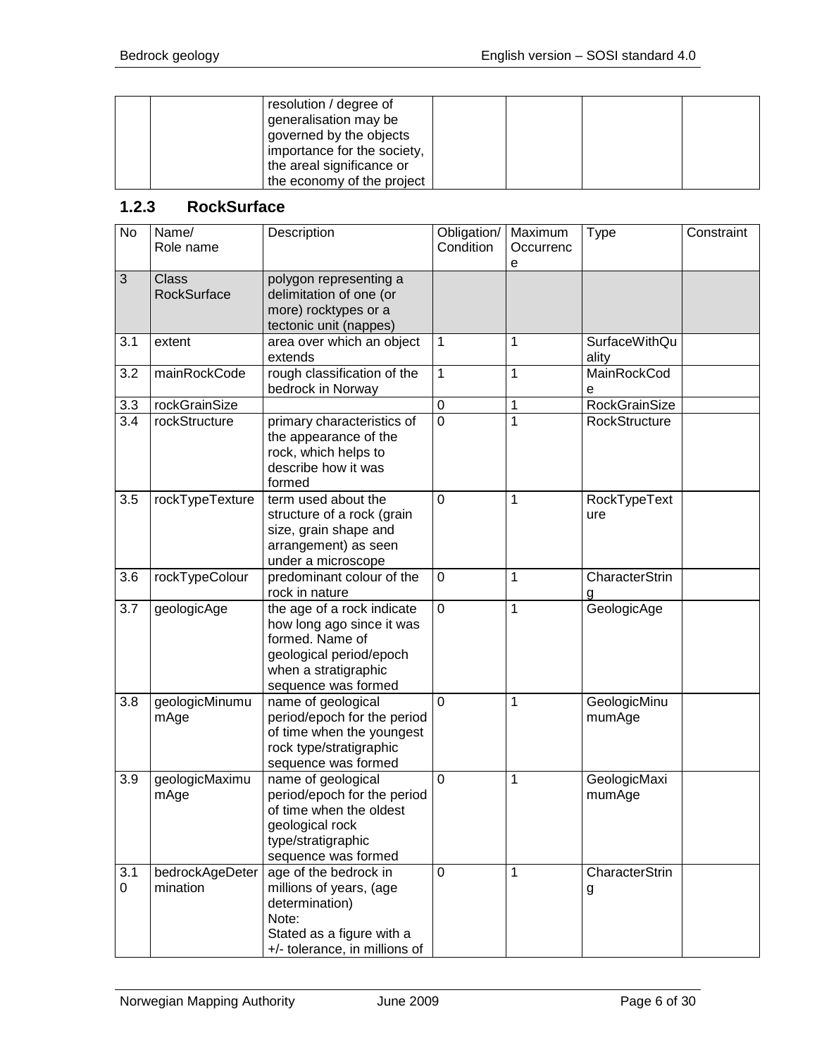| | | resolution / degree of generalisation may be governed by the objects importance for the society, the areal significance or the economy of the project | | | | |
|---|---|---|---|---|---|---|

### 1.2.3 RockSurface

| No | Name/ Role name | Description | Obligation/ Condition | Maximum Occurrence | Type | Constraint |
|---|---|---|---|---|---|---|
| 3 | Class RockSurface | polygon representing a delimitation of one (or more) rocktypes or a tectonic unit (nappes) | | | | |
| 3.1 | extent | area over which an object extends | 1 | 1 | SurfaceWithQuality | |
| 3.2 | mainRockCode | rough classification of the bedrock in Norway | 1 | 1 | MainRockCode | |
| 3.3 | rockGrainSize | | 0 | 1 | RockGrainSize | |
| 3.4 | rockStructure | primary characteristics of the appearance of the rock, which helps to describe how it was formed | 0 | 1 | RockStructure | |
| 3.5 | rockTypeTexture | term used about the structure of a rock (grain size, grain shape and arrangement) as seen under a microscope | 0 | 1 | RockTypeTexture | |
| 3.6 | rockTypeColour | predominant colour of the rock in nature | 0 | 1 | CharacterString | |
| 3.7 | geologicAge | the age of a rock indicate how long ago since it was formed. Name of geological period/epoch when a stratigraphic sequence was formed | 0 | 1 | GeologicAge | |
| 3.8 | geologicMinumumAge | name of geological period/epoch for the period of time when the youngest rock type/stratigraphic sequence was formed | 0 | 1 | GeologicMinumumAge | |
| 3.9 | geologicMaximumAge | name of geological period/epoch for the period of time when the oldest geological rock type/stratigraphic sequence was formed | 0 | 1 | GeologicMaximumAge | |
| 3.10 | bedrockAgeDetermination | age of the bedrock in millions of years, (age determination) Note: Stated as a figure with a +/- tolerance, in millions of | 0 | 1 | CharacterString | |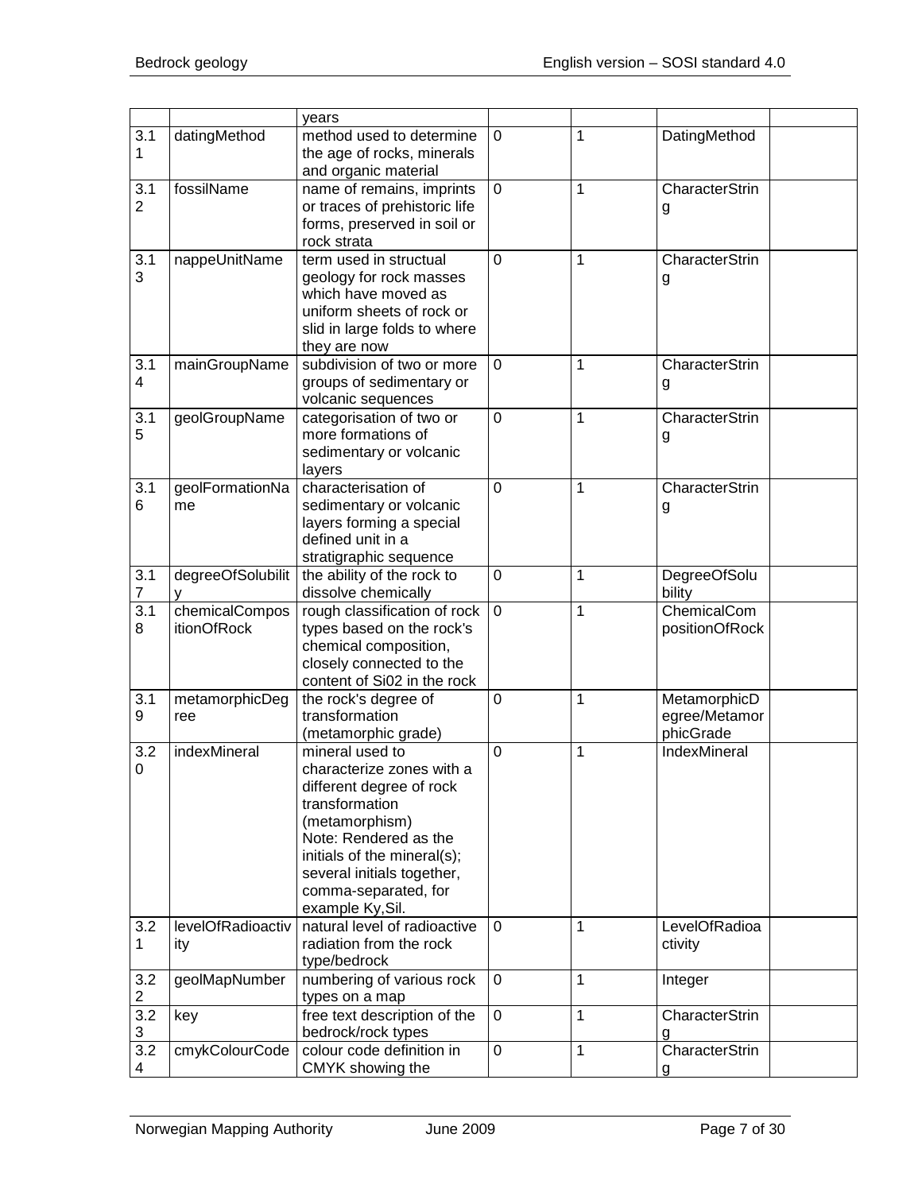| | | years | | | | |
|---|---|---|---|---|---|---|
| 3.11 | datingMethod | method used to determine the age of rocks, minerals and organic material | 0 | 1 | DatingMethod | |
| 3.12 | fossilName | name of remains, imprints or traces of prehistoric life forms, preserved in soil or rock strata | 0 | 1 | CharacterString | |
| 3.13 | nappeUnitName | term used in structual geology for rock masses which have moved as uniform sheets of rock or slid in large folds to where they are now | 0 | 1 | CharacterString | |
| 3.14 | mainGroupName | subdivision of two or more groups of sedimentary or volcanic sequences | 0 | 1 | CharacterString | |
| 3.15 | geolGroupName | categorisation of two or more formations of sedimentary or volcanic layers | 0 | 1 | CharacterString | |
| 3.16 | geolFormationName | characterisation of sedimentary or volcanic layers forming a special defined unit in a stratigraphic sequence | 0 | 1 | CharacterString | |
| 3.17 | degreeOfSolubility | the ability of the rock to dissolve chemically | 0 | 1 | DegreeOfSolubility | |
| 3.18 | chemicalCompositionOfRock | rough classification of rock types based on the rock's chemical composition, closely connected to the content of Si02 in the rock | 0 | 1 | ChemicalCompositionOfRock | |
| 3.19 | metamorphicDegree | the rock's degree of transformation (metamorphic grade) | 0 | 1 | MetamorphicDegree/MetamorphicGrade | |
| 3.20 | indexMineral | mineral used to characterize zones with a different degree of rock transformation (metamorphism) Note: Rendered as the initials of the mineral(s); several initials together, comma-separated, for example Ky,Sil. | 0 | 1 | IndexMineral | |
| 3.21 | levelOfRadioactivity | natural level of radioactive radiation from the rock type/bedrock | 0 | 1 | LevelOfRadioactivity | |
| 3.22 | geolMapNumber | numbering of various rock types on a map | 0 | 1 | Integer | |
| 3.23 | key | free text description of the bedrock/rock types | 0 | 1 | CharacterString | |
| 3.24 | cmykColourCode | colour code definition in CMYK showing the | 0 | 1 | CharacterString | |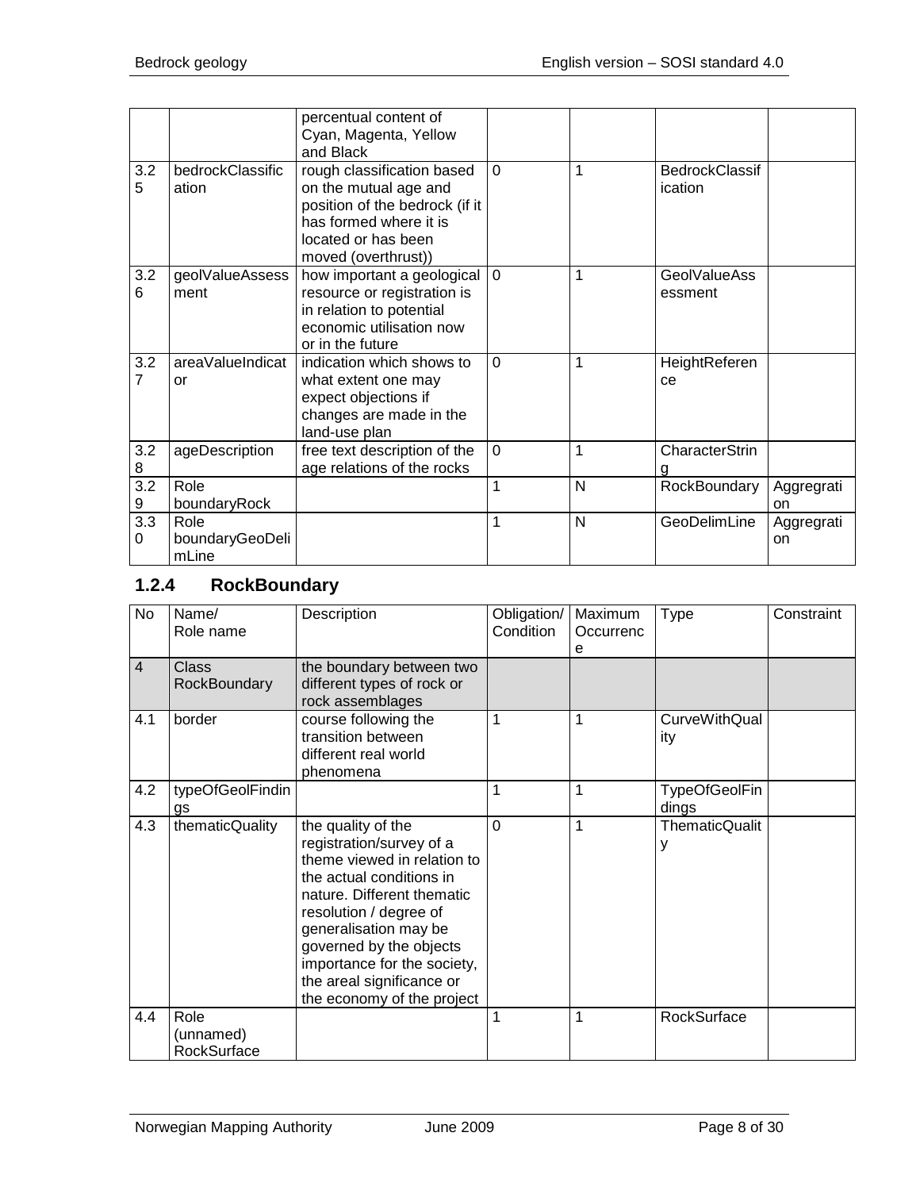| | | percentual content of Cyan, Magenta, Yellow and Black | | | | |
|---|---|---|---|---|---|---|
| 3.25 | bedrockClassification | rough classification based on the mutual age and position of the bedrock (if it has formed where it is located or has been moved (overthrust)) | 0 | 1 | BedrockClassification | |
| 3.26 | geolValueAssessment | how important a geological resource or registration is in relation to potential economic utilisation now or in the future | 0 | 1 | GeolValueAssessment | |
| 3.27 | areaValueIndicator | indication which shows to what extent one may expect objections if changes are made in the land-use plan | 0 | 1 | HeightReference | |
| 3.28 | ageDescription | free text description of the age relations of the rocks | 0 | 1 | CharacterString | |
| 3.29 | Role boundaryRock | | 1 | N | RockBoundary | Aggregration |
| 3.30 | Role boundaryGeoDelimLine | | 1 | N | GeoDelimLine | Aggregration |

### 1.2.4 RockBoundary

| No | Name/ Role name | Description | Obligation/ Condition | Maximum Occurrence | Type | Constraint |
|---|---|---|---|---|---|---|
| 4 | Class RockBoundary | the boundary between two different types of rock or rock assemblages | | | | |
| 4.1 | border | course following the transition between different real world phenomena | 1 | 1 | CurveWithQuality | |
| 4.2 | typeOfGeolFindings | | 1 | 1 | TypeOfGeolFindings | |
| 4.3 | thematicQuality | the quality of the registration/survey of a theme viewed in relation to the actual conditions in nature. Different thematic resolution / degree of generalisation may be governed by the objects importance for the society, the areal significance or the economy of the project | 0 | 1 | ThematicQuality | |
| 4.4 | Role (unnamed) RockSurface | | 1 | 1 | RockSurface | |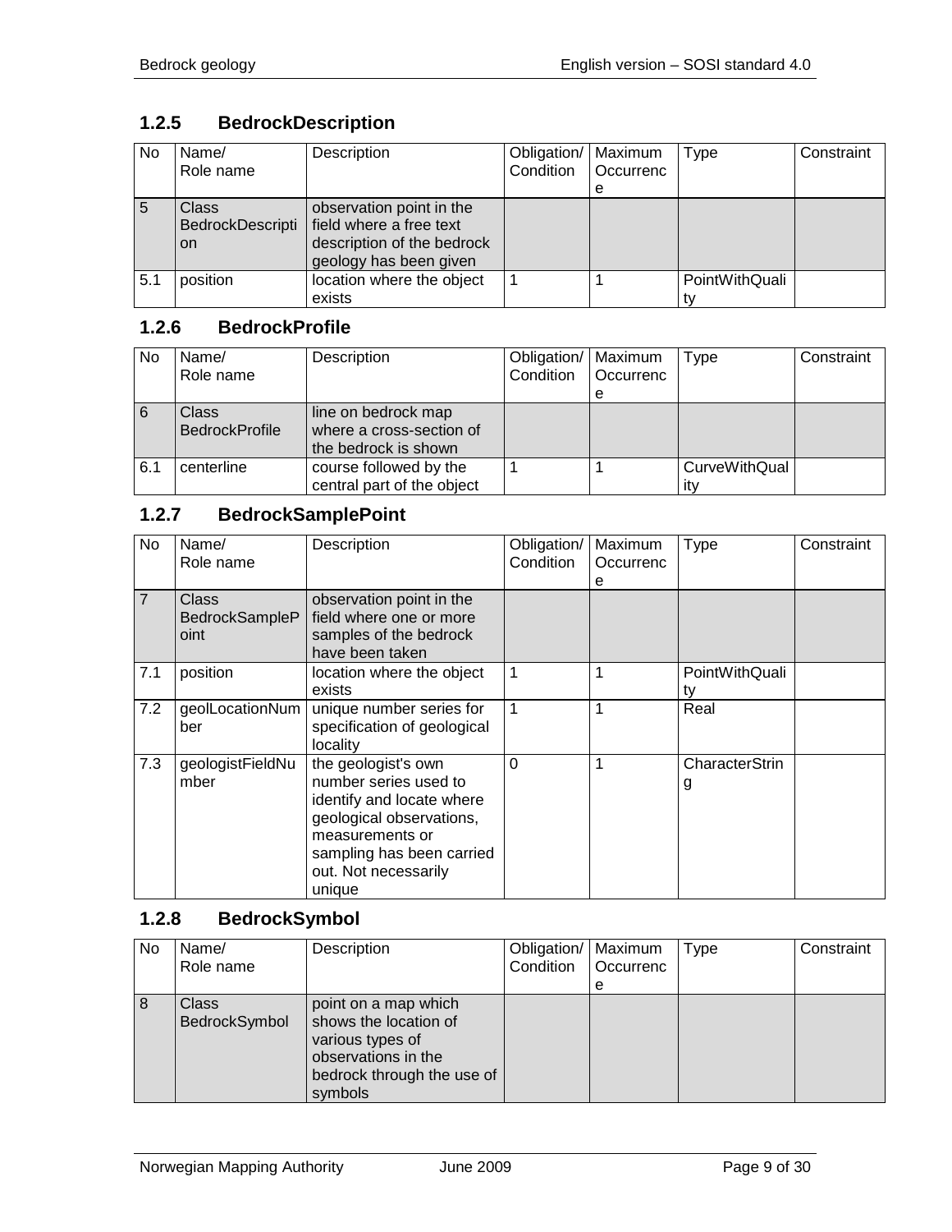### 1.2.5 BedrockDescription

| No | Name/ Role name | Description | Obligation/ Condition | Maximum Occurrence | Type | Constraint |
|---|---|---|---|---|---|---|
| 5 | Class BedrockDescription | observation point in the field where a free text description of the bedrock geology has been given | | | | |
| 5.1 | position | location where the object exists | 1 | 1 | PointWithQuality | |

### 1.2.6 BedrockProfile

| No | Name/ Role name | Description | Obligation/ Condition | Maximum Occurrence | Type | Constraint |
|---|---|---|---|---|---|---|
| 6 | Class BedrockProfile | line on bedrock map where a cross-section of the bedrock is shown | | | | |
| 6.1 | centerline | course followed by the central part of the object | 1 | 1 | CurveWithQuality | |

### 1.2.7 BedrockSamplePoint

| No | Name/ Role name | Description | Obligation/ Condition | Maximum Occurrence | Type | Constraint |
|---|---|---|---|---|---|---|
| 7 | Class BedrockSamplePoint | observation point in the field where one or more samples of the bedrock have been taken | | | | |
| 7.1 | position | location where the object exists | 1 | 1 | PointWithQuality | |
| 7.2 | geolLocationNumber | unique number series for specification of geological locality | 1 | 1 | Real | |
| 7.3 | geologistFieldNumber | the geologist's own number series used to identify and locate where geological observations, measurements or sampling has been carried out. Not necessarily unique | 0 | 1 | CharacterString | |

### 1.2.8 BedrockSymbol

| No | Name/ Role name | Description | Obligation/ Condition | Maximum Occurrence | Type | Constraint |
|---|---|---|---|---|---|---|
| 8 | Class BedrockSymbol | point on a map which shows the location of various types of observations in the bedrock through the use of symbols | | | | |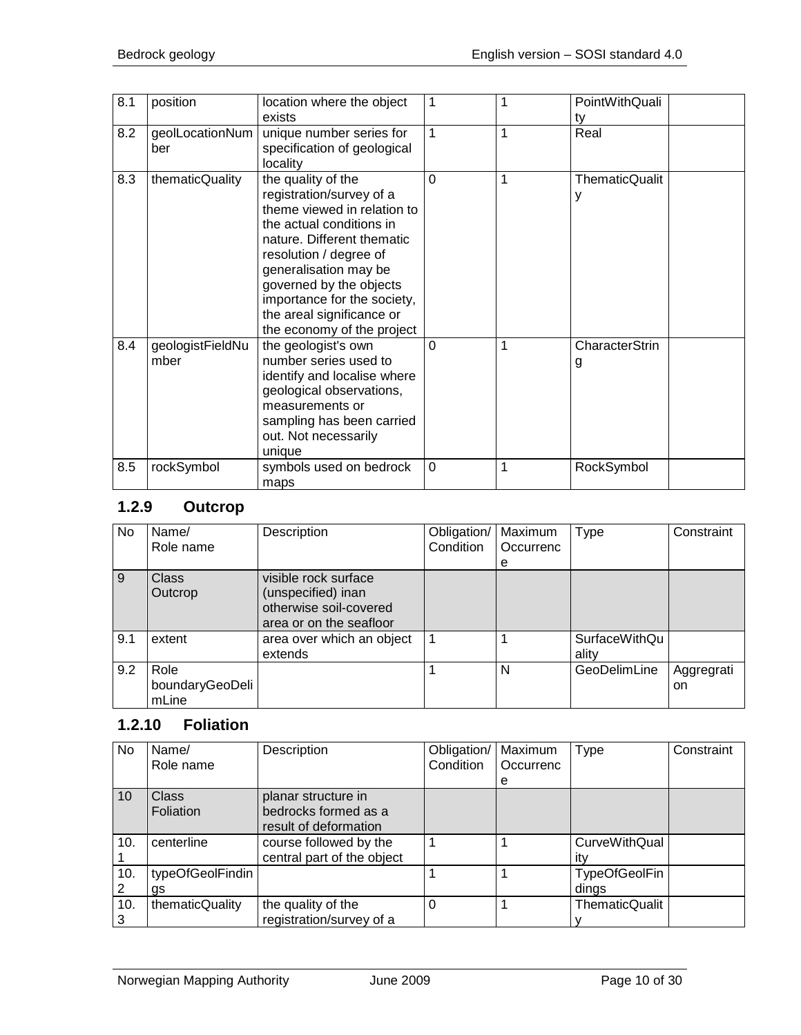| 8.1 | position | location where the object exists | 1 | 1 | PointWithQuality | |
|---|---|---|---|---|---|---|
| 8.2 | geolLocationNumber | unique number series for specification of geological locality | 1 | 1 | Real | |
| 8.3 | thematicQuality | the quality of the registration/survey of a theme viewed in relation to the actual conditions in nature. Different thematic resolution / degree of generalisation may be governed by the objects importance for the society, the areal significance or the economy of the project | 0 | 1 | ThematicQuality | |
| 8.4 | geologistFieldNumber | the geologist's own number series used to identify and localise where geological observations, measurements or sampling has been carried out. Not necessarily unique | 0 | 1 | CharacterString | |
| 8.5 | rockSymbol | symbols used on bedrock maps | 0 | 1 | RockSymbol | |

### 1.2.9 Outcrop

| No | Name/ Role name | Description | Obligation/ Condition | Maximum Occurrence | Type | Constraint |
|---|---|---|---|---|---|---|
| 9 | Class Outcrop | visible rock surface (unspecified) inan otherwise soil-covered area or on the seafloor | | | | |
| 9.1 | extent | area over which an object extends | 1 | 1 | SurfaceWithQuality | |
| 9.2 | Role boundaryGeoDelimLine | | 1 | N | GeoDelimLine | Aggregration |

### 1.2.10 Foliation

| No | Name/ Role name | Description | Obligation/ Condition | Maximum Occurrence | Type | Constraint |
|---|---|---|---|---|---|---|
| 10 | Class Foliation | planar structure in bedrocks formed as a result of deformation | | | | |
| 10.1 | centerline | course followed by the central part of the object | 1 | 1 | CurveWithQuality | |
| 10.2 | typeOfGeolFindings | | 1 | 1 | TypeOfGeolFindings | |
| 10.3 | thematicQuality | the quality of the registration/survey of a | 0 | 1 | ThematicQuality | |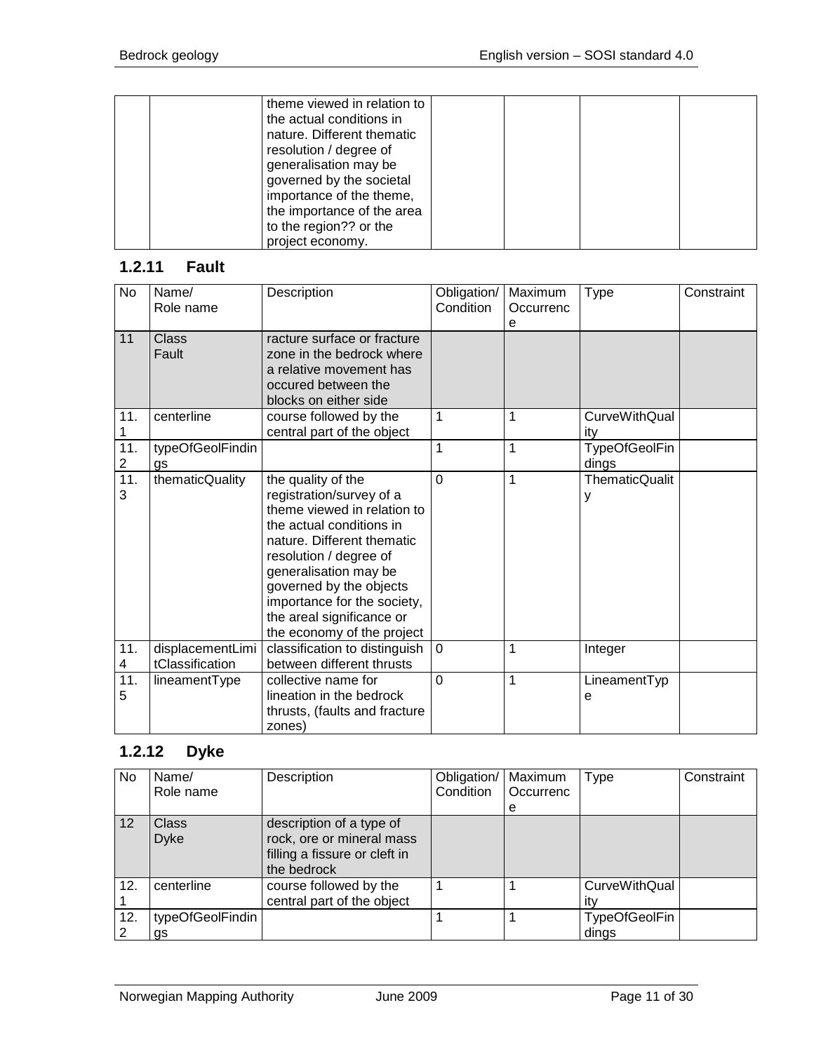| | | theme viewed in relation to the actual conditions in nature. Different thematic resolution / degree of generalisation may be governed by the societal importance of the theme, the importance of the area to the region?? or the project economy. | | | | |
|---|---|---|---|---|---|---|

### 1.2.11 Fault

| No | Name/ Role name | Description | Obligation/ Condition | Maximum Occurrence | Type | Constraint |
|---|---|---|---|---|---|---|
| 11 | Class Fault | racture surface or fracture zone in the bedrock where a relative movement has occured between the blocks on either side | | | | |
| 11.1 | centerline | course followed by the central part of the object | 1 | 1 | CurveWithQuality | |
| 11.2 | typeOfGeolFindings | | 1 | 1 | TypeOfGeolFindings | |
| 11.3 | thematicQuality | the quality of the registration/survey of a theme viewed in relation to the actual conditions in nature. Different thematic resolution / degree of generalisation may be governed by the objects importance for the society, the areal significance or the economy of the project | 0 | 1 | ThematicQuality | |
| 11.4 | displacementLimitClassification | classification to distinguish between different thrusts | 0 | 1 | Integer | |
| 11.5 | lineamentType | collective name for lineation in the bedrock thrusts, (faults and fracture zones) | 0 | 1 | LineamentType | |

### 1.2.12 Dyke

| No | Name/ Role name | Description | Obligation/ Condition | Maximum Occurrence | Type | Constraint |
|---|---|---|---|---|---|---|
| 12 | Class Dyke | description of a type of rock, ore or mineral mass filling a fissure or cleft in the bedrock | | | | |
| 12.1 | centerline | course followed by the central part of the object | 1 | 1 | CurveWithQuality | |
| 12.2 | typeOfGeolFindings | | 1 | 1 | TypeOfGeolFindings | |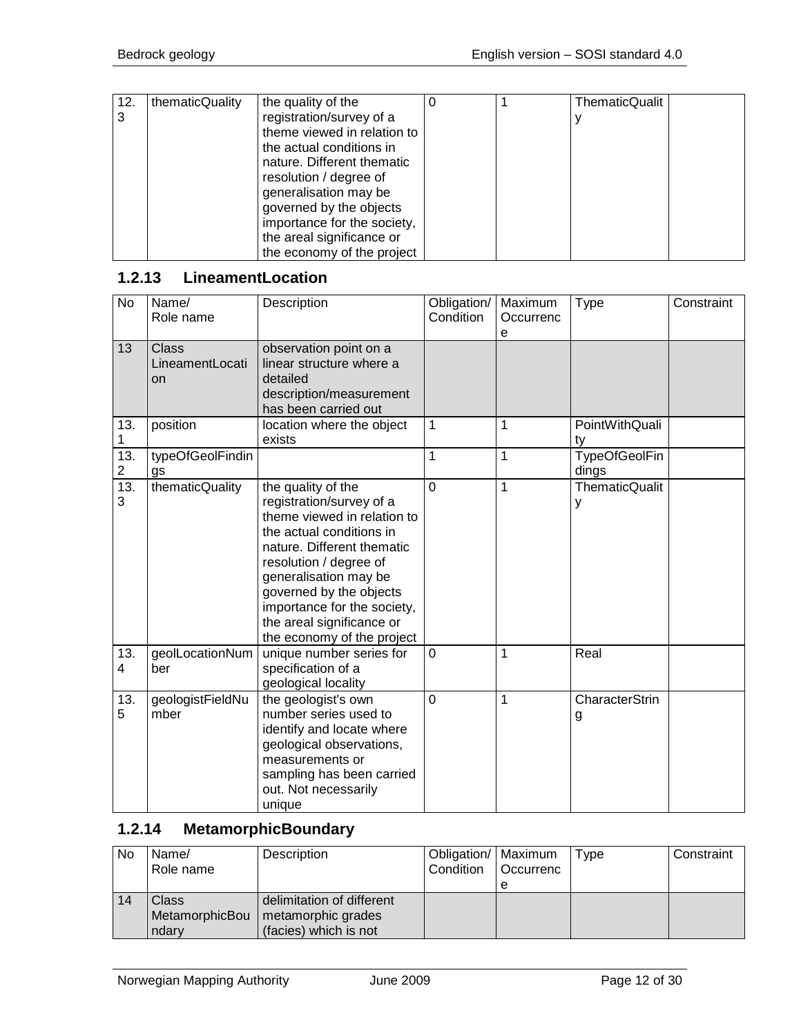| 12.3 | thematicQuality | the quality of the registration/survey of a theme viewed in relation to the actual conditions in nature. Different thematic resolution / degree of generalisation may be governed by the objects importance for the society, the areal significance or the economy of the project | 0 | 1 | ThematicQuality | |
|---|---|---|---|---|---|---|

### 1.2.13 LineamentLocation

| No | Name/ Role name | Description | Obligation/ Condition | Maximum Occurrence | Type | Constraint |
|---|---|---|---|---|---|---|
| 13 | Class LineamentLocation | observation point on a linear structure where a detailed description/measurement has been carried out | | | | |
| 13.1 | position | location where the object exists | 1 | 1 | PointWithQuality | |
| 13.2 | typeOfGeolFindings | | 1 | 1 | TypeOfGeolFindings | |
| 13.3 | thematicQuality | the quality of the registration/survey of a theme viewed in relation to the actual conditions in nature. Different thematic resolution / degree of generalisation may be governed by the objects importance for the society, the areal significance or the economy of the project | 0 | 1 | ThematicQuality | |
| 13.4 | geolLocationNumber | unique number series for specification of a geological locality | 0 | 1 | Real | |
| 13.5 | geologistFieldNumber | the geologist's own number series used to identify and locate where geological observations, measurements or sampling has been carried out. Not necessarily unique | 0 | 1 | CharacterString | |

### 1.2.14 MetamorphicBoundary

| No | Name/ Role name | Description | Obligation/ Condition | Maximum Occurrence | Type | Constraint |
|---|---|---|---|---|---|---|
| 14 | Class MetamorphicBoundary | delimitation of different metamorphic grades (facies) which is not | | | | |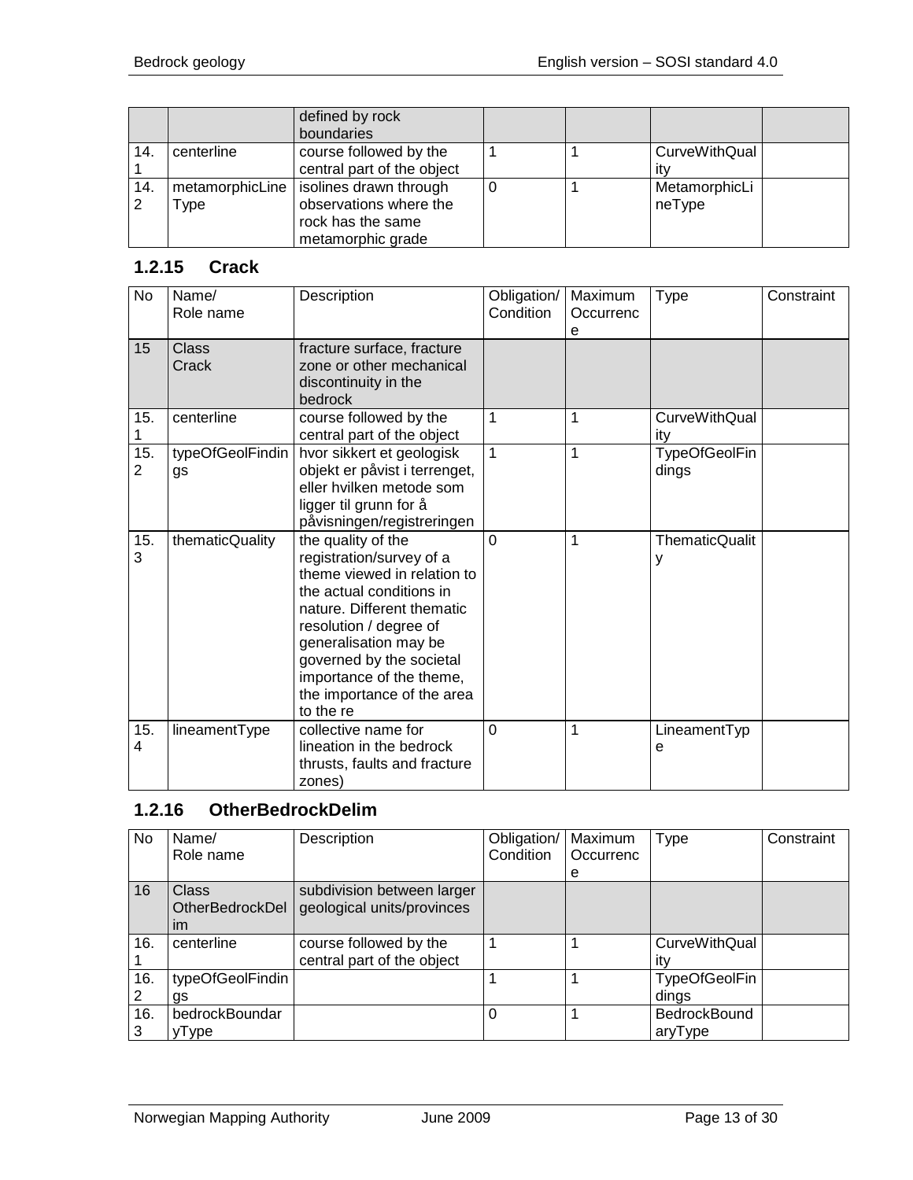| | | defined by rock boundaries | | | | |
|---|---|---|---|---|---|---|
| 14.1 | centerline | course followed by the central part of the object | 1 | 1 | CurveWithQuality | |
| 14.2 | metamorphicLineType | isolines drawn through observations where the rock has the same metamorphic grade | 0 | 1 | MetamorphicLineType | |

### 1.2.15 Crack

| No | Name/ Role name | Description | Obligation/ Condition | Maximum Occurrence | Type | Constraint |
|---|---|---|---|---|---|---|
| 15 | Class Crack | fracture surface, fracture zone or other mechanical discontinuity in the bedrock | | | | |
| 15.1 | centerline | course followed by the central part of the object | 1 | 1 | CurveWithQuality | |
| 15.2 | typeOfGeolFindings | hvor sikkert et geologisk objekt er påvist i terrenget, eller hvilken metode som ligger til grunn for å påvisningen/registreringen | 1 | 1 | TypeOfGeolFindings | |
| 15.3 | thematicQuality | the quality of the registration/survey of a theme viewed in relation to the actual conditions in nature. Different thematic resolution / degree of generalisation may be governed by the societal importance of the theme, the importance of the area to the re | 0 | 1 | ThematicQuality | |
| 15.4 | lineamentType | collective name for lineation in the bedrock thrusts, faults and fracture zones) | 0 | 1 | LineamentType | |

### 1.2.16 OtherBedrockDelim

| No | Name/ Role name | Description | Obligation/ Condition | Maximum Occurrence | Type | Constraint |
|---|---|---|---|---|---|---|
| 16 | Class OtherBedrockDelim | subdivision between larger geological units/provinces | | | | |
| 16.1 | centerline | course followed by the central part of the object | 1 | 1 | CurveWithQuality | |
| 16.2 | typeOfGeolFindings | | 1 | 1 | TypeOfGeolFindings | |
| 16.3 | bedrockBoundaryType | | 0 | 1 | BedrockBoundaryType | |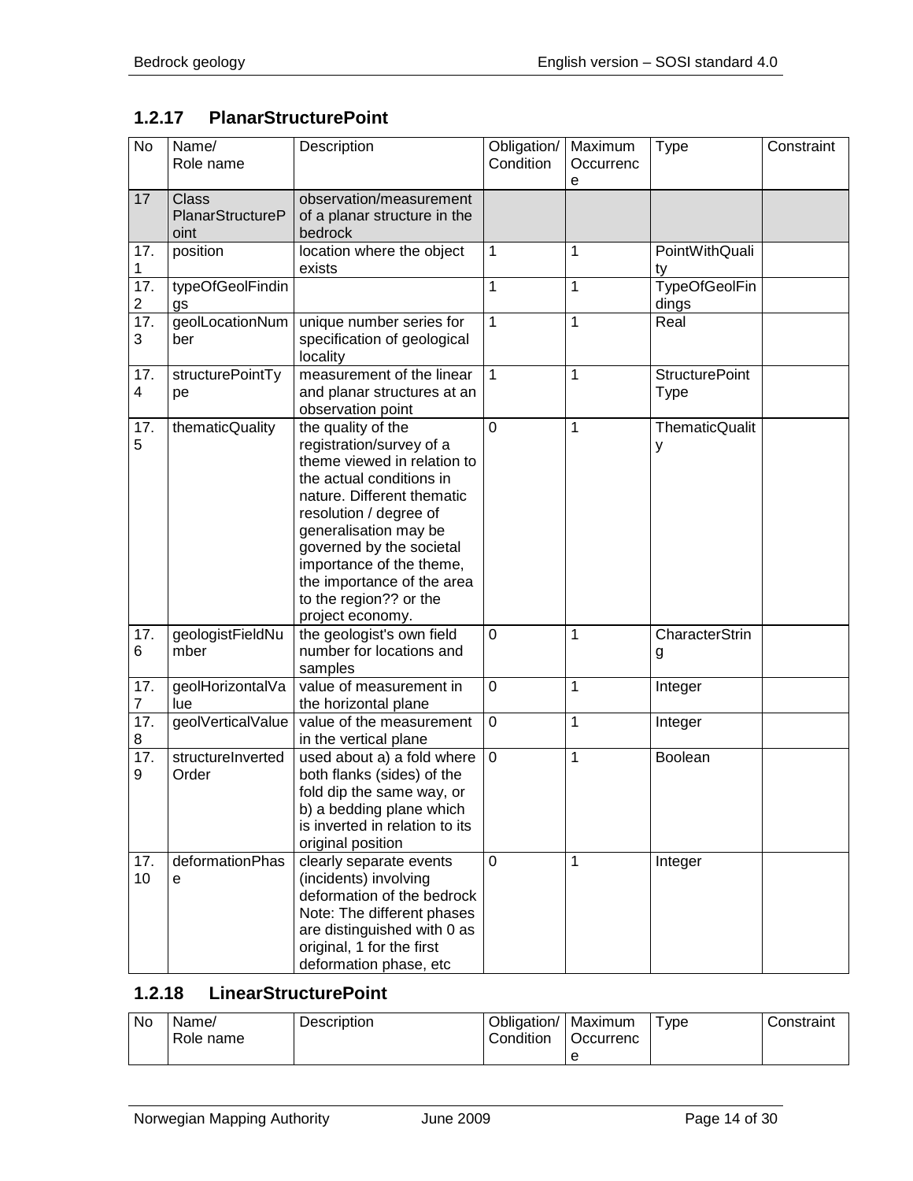### 1.2.17 PlanarStructurePoint

| No | Name/ Role name | Description | Obligation/ Condition | Maximum Occurrence | Type | Constraint |
|---|---|---|---|---|---|---|
| 17 | Class PlanarStructurePoint | observation/measurement of a planar structure in the bedrock | | | | |
| 17.1 | position | location where the object exists | 1 | 1 | PointWithQuality | |
| 17.2 | typeOfGeolFindings | | 1 | 1 | TypeOfGeolFindings | |
| 17.3 | geolLocationNumber | unique number series for specification of geological locality | 1 | 1 | Real | |
| 17.4 | structurePointType | measurement of the linear and planar structures at an observation point | 1 | 1 | StructurePoint Type | |
| 17.5 | thematicQuality | the quality of the registration/survey of a theme viewed in relation to the actual conditions in nature. Different thematic resolution / degree of generalisation may be governed by the societal importance of the theme, the importance of the area to the region?? or the project economy. | 0 | 1 | ThematicQuality | |
| 17.6 | geologistFieldNumber | the geologist's own field number for locations and samples | 0 | 1 | CharacterString | |
| 17.7 | geolHorizontalValue | value of measurement in the horizontal plane | 0 | 1 | Integer | |
| 17.8 | geolVerticalValue | value of the measurement in the vertical plane | 0 | 1 | Integer | |
| 17.9 | structureInvertedOrder | used about a) a fold where both flanks (sides) of the fold dip the same way, or b) a bedding plane which is inverted in relation to its original position | 0 | 1 | Boolean | |
| 17.10 | deformationPhase | clearly separate events (incidents) involving deformation of the bedrock Note: The different phases are distinguished with 0 as original, 1 for the first deformation phase, etc | 0 | 1 | Integer | |

### 1.2.18 LinearStructurePoint

| No | Name/ Role name | Description | Obligation/ Condition | Maximum Occurrence | Type | Constraint |
|---|---|---|---|---|---|---|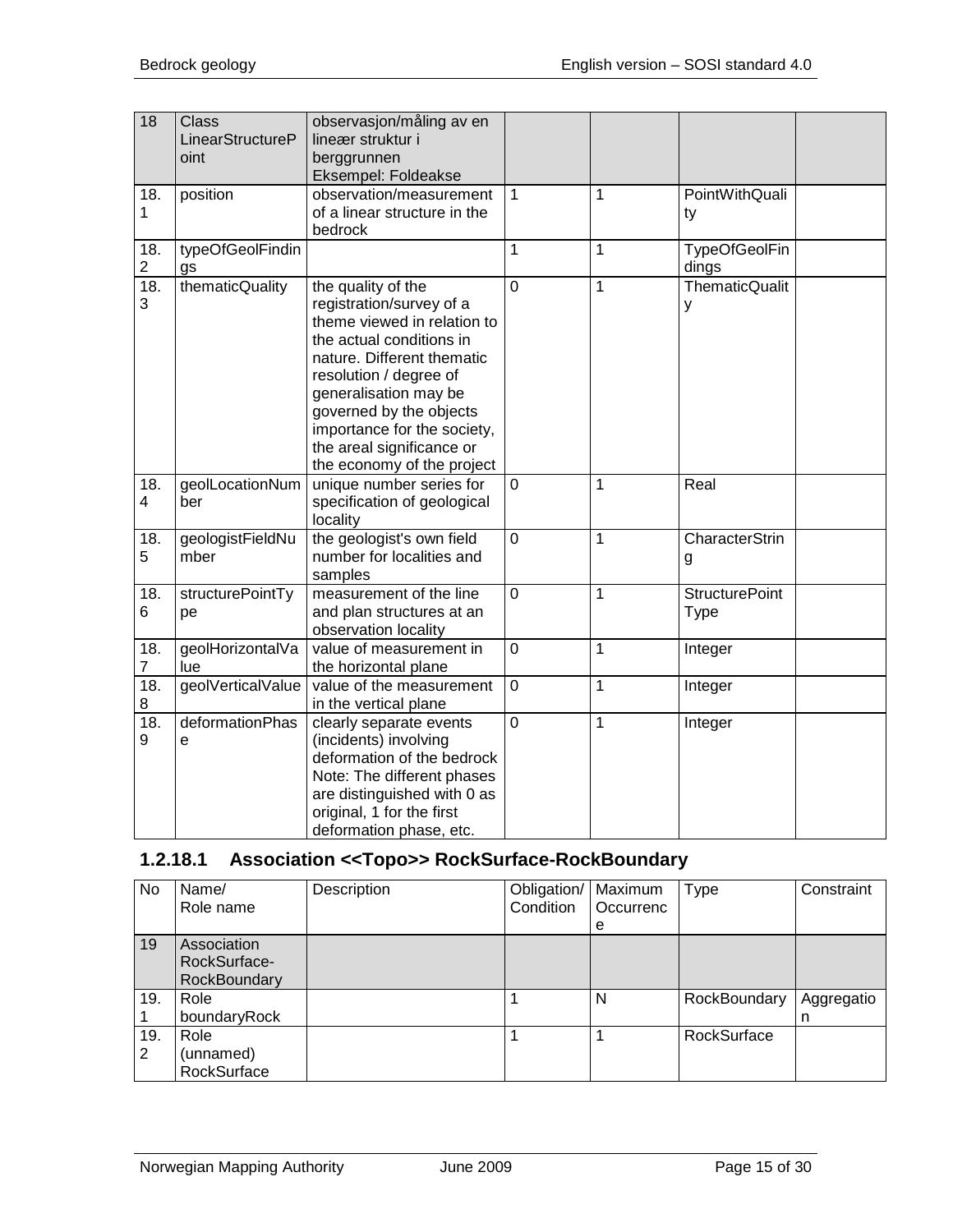| 18 | Class LinearStructurePoint | observasjon/måling av en lineær struktur i berggrunnen Eksempel: Foldeakse | | | | |
|---|---|---|---|---|---|---|
| 18.1 | position | observation/measurement of a linear structure in the bedrock | 1 | 1 | PointWithQuality | |
| 18.2 | typeOfGeolFindings | | 1 | 1 | TypeOfGeolFindings | |
| 18.3 | thematicQuality | the quality of the registration/survey of a theme viewed in relation to the actual conditions in nature. Different thematic resolution / degree of generalisation may be governed by the objects importance for the society, the areal significance or the economy of the project | 0 | 1 | ThematicQuality | |
| 18.4 | geolLocationNumber | unique number series for specification of geological locality | 0 | 1 | Real | |
| 18.5 | geologistFieldNumber | the geologist's own field number for localities and samples | 0 | 1 | CharacterString | |
| 18.6 | structurePointType | measurement of the line and plan structures at an observation locality | 0 | 1 | StructurePoint Type | |
| 18.7 | geolHorizontalValue | value of measurement in the horizontal plane | 0 | 1 | Integer | |
| 18.8 | geolVerticalValue | value of the measurement in the vertical plane | 0 | 1 | Integer | |
| 18.9 | deformationPhase | clearly separate events (incidents) involving deformation of the bedrock Note: The different phases are distinguished with 0 as original, 1 for the first deformation phase, etc. | 0 | 1 | Integer | |

### 1.2.18.1 Association <<Topo>> RockSurface-RockBoundary

| No | Name/ Role name | Description | Obligation/ Condition | Maximum Occurrence | Type | Constraint |
|---|---|---|---|---|---|---|
| 19 | Association RockSurface-RockBoundary | | | | | |
| 19.1 | Role boundaryRock | | 1 | N | RockBoundary | Aggregation |
| 19.2 | Role (unnamed) RockSurface | | 1 | 1 | RockSurface | |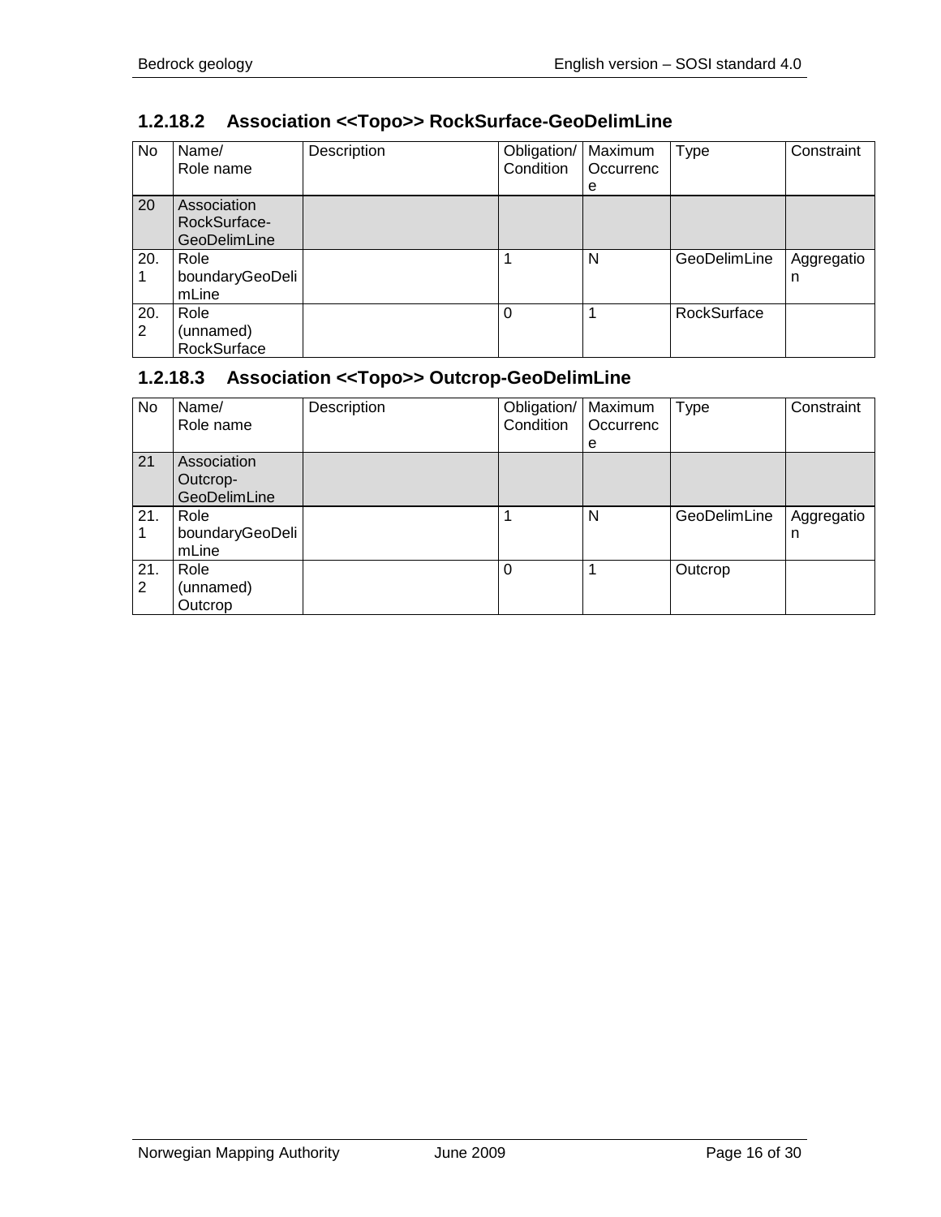### 1.2.18.2 Association <<Topo>> RockSurface-GeoDelimLine

| No | Name/ Role name | Description | Obligation/ Condition | Maximum Occurrence | Type | Constraint |
|---|---|---|---|---|---|---|
| 20 | Association RockSurface-GeoDelimLine | | | | | |
| 20.1 | Role boundaryGeoDelimLine | | 1 | N | GeoDelimLine | Aggregation |
| 20.2 | Role (unnamed) RockSurface | | 0 | 1 | RockSurface | |

### 1.2.18.3 Association <<Topo>> Outcrop-GeoDelimLine

| No | Name/ Role name | Description | Obligation/ Condition | Maximum Occurrence | Type | Constraint |
|---|---|---|---|---|---|---|
| 21 | Association Outcrop-GeoDelimLine | | | | | |
| 21.1 | Role boundaryGeoDelimLine | | 1 | N | GeoDelimLine | Aggregation |
| 21.2 | Role (unnamed) Outcrop | | 0 | 1 | Outcrop | |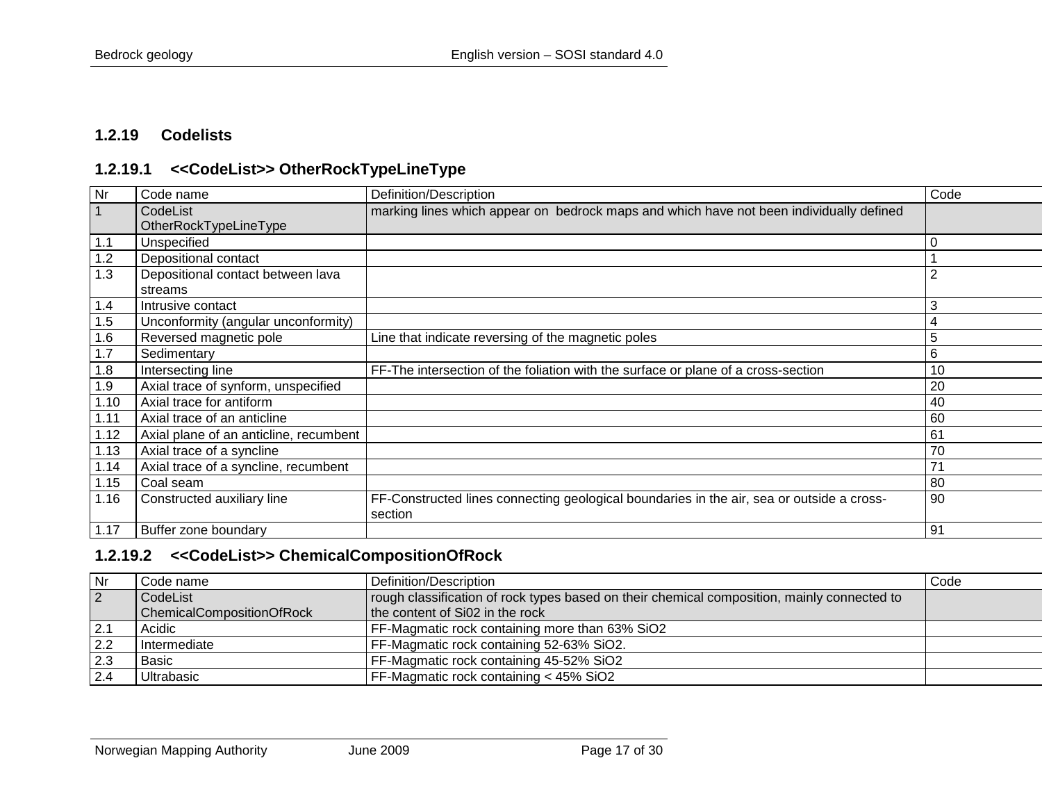### 1.2.19 Codelists

#### 1.2.19.1 <<CodeList>> OtherRockTypeLineType

| Nr | Code name | Definition/Description | Code |
|---|---|---|---|
| 1 | CodeList OtherRockTypeLineType | marking lines which appear on bedrock maps and which have not been individually defined | |
| 1.1 | Unspecified | | 0 |
| 1.2 | Depositional contact | | 1 |
| 1.3 | Depositional contact between lava streams | | 2 |
| 1.4 | Intrusive contact | | 3 |
| 1.5 | Unconformity (angular unconformity) | | 4 |
| 1.6 | Reversed magnetic pole | Line that indicate reversing of the magnetic poles | 5 |
| 1.7 | Sedimentary | | 6 |
| 1.8 | Intersecting line | FF-The intersection of the foliation with the surface or plane of a cross-section | 10 |
| 1.9 | Axial trace of synform, unspecified | | 20 |
| 1.10 | Axial trace for antiform | | 40 |
| 1.11 | Axial trace of an anticline | | 60 |
| 1.12 | Axial plane of an anticline, recumbent | | 61 |
| 1.13 | Axial trace of a syncline | | 70 |
| 1.14 | Axial trace of a syncline, recumbent | | 71 |
| 1.15 | Coal seam | | 80 |
| 1.16 | Constructed auxiliary line | FF-Constructed lines connecting geological boundaries in the air, sea or outside a cross-section | 90 |
| 1.17 | Buffer zone boundary | | 91 |

#### 1.2.19.2 <<CodeList>> ChemicalCompositionOfRock

| Nr | Code name | Definition/Description | Code |
|---|---|---|---|
| 2 | CodeList ChemicalCompositionOfRock | rough classification of rock types based on their chemical composition, mainly connected to the content of Si02 in the rock | |
| 2.1 | Acidic | FF-Magmatic rock containing more than 63% $SiO_2$ | |
| 2.2 | Intermediate | FF-Magmatic rock containing 52-63% $SiO_2$. | |
| 2.3 | Basic | FF-Magmatic rock containing 45-52% $SiO_2$ | |
| 2.4 | Ultrabasic | FF-Magmatic rock containing < 45% $SiO_2$ | |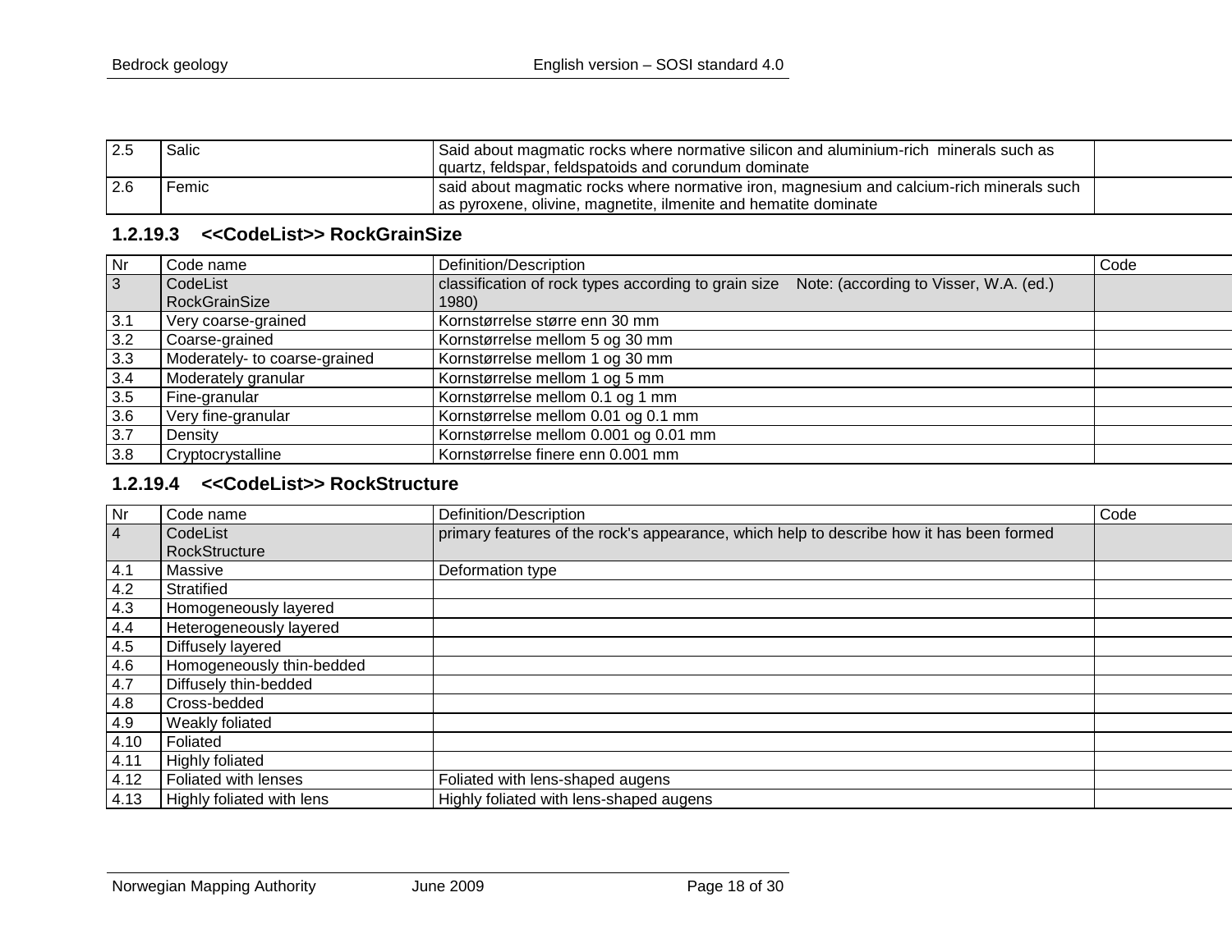| | | | |
|---|---|---|---|
| 2.5 | Salic | Said about magmatic rocks where normative silicon and aluminium-rich minerals such as quartz, feldspar, feldspatoids and corundum dominate | |
| 2.6 | Femic | said about magmatic rocks where normative iron, magnesium and calcium-rich minerals such as pyroxene, olivine, magnetite, ilmenite and hematite dominate | |

### 1.2.19.3 <<CodeList>> RockGrainSize

| Nr | Code name | Definition/Description | Code |
|---|---|---|---|
| 3 | CodeList RockGrainSize | classification of rock types according to grain size Note: (according to Visser, W.A. (ed.) 1980) | |
| 3.1 | Very coarse-grained | Kornstørrelse større enn 30 mm | |
| 3.2 | Coarse-grained | Kornstørrelse mellom 5 og 30 mm | |
| 3.3 | Moderately- to coarse-grained | Kornstørrelse mellom 1 og 30 mm | |
| 3.4 | Moderately granular | Kornstørrelse mellom 1 og 5 mm | |
| 3.5 | Fine-granular | Kornstørrelse mellom 0.1 og 1 mm | |
| 3.6 | Very fine-granular | Kornstørrelse mellom 0.01 og 0.1 mm | |
| 3.7 | Density | Kornstørrelse mellom 0.001 og 0.01 mm | |
| 3.8 | Cryptocrystalline | Kornstørrelse finere enn 0.001 mm | |

### 1.2.19.4 <<CodeList>> RockStructure

| Nr | Code name | Definition/Description | Code |
|---|---|---|---|
| 4 | CodeList RockStructure | primary features of the rock's appearance, which help to describe how it has been formed | |
| 4.1 | Massive | Deformation type | |
| 4.2 | Stratified | | |
| 4.3 | Homogeneously layered | | |
| 4.4 | Heterogeneously layered | | |
| 4.5 | Diffusely layered | | |
| 4.6 | Homogeneously thin-bedded | | |
| 4.7 | Diffusely thin-bedded | | |
| 4.8 | Cross-bedded | | |
| 4.9 | Weakly foliated | | |
| 4.10 | Foliated | | |
| 4.11 | Highly foliated | | |
| 4.12 | Foliated with lenses | Foliated with lens-shaped augens | |
| 4.13 | Highly foliated with lens | Highly foliated with lens-shaped augens | |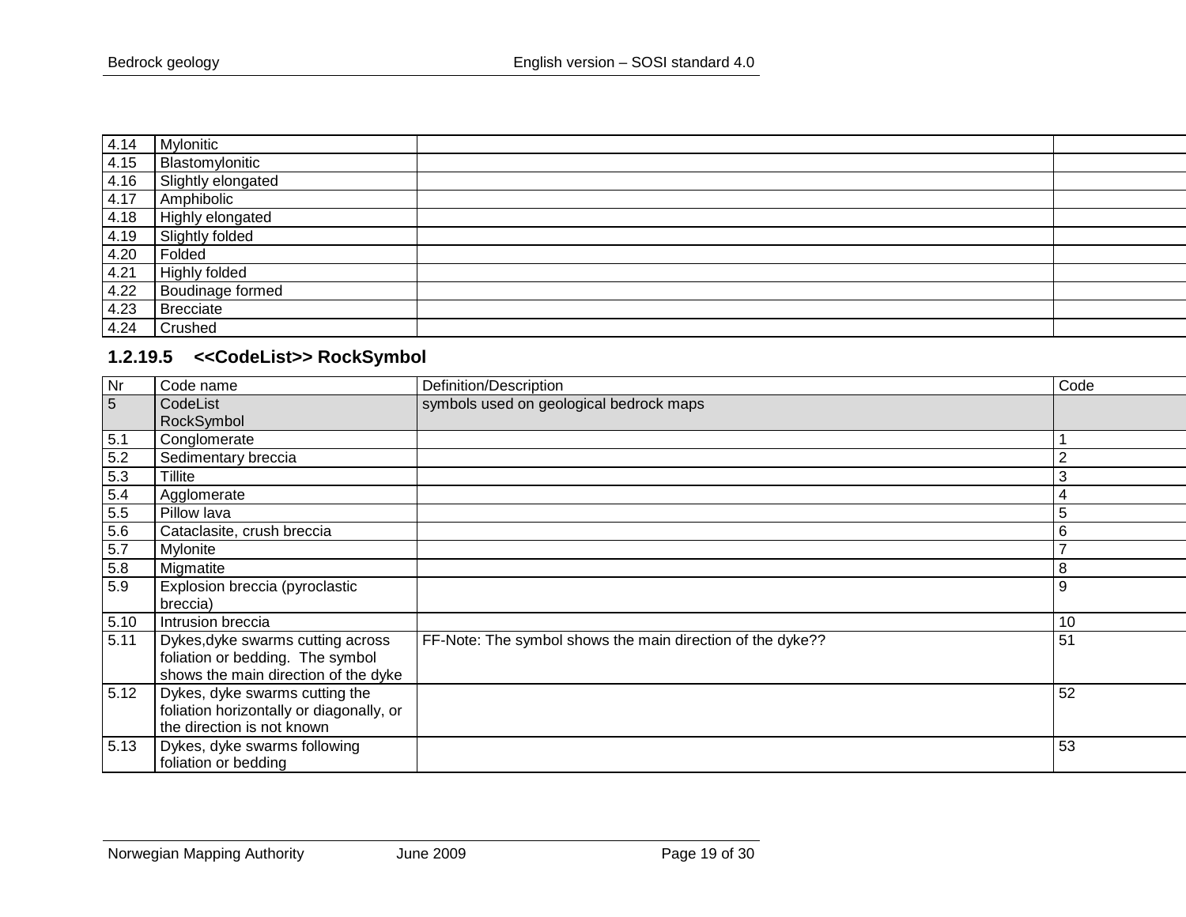| 4.14 | Mylonitic | | |
|---|---|---|---|
| 4.15 | Blastomylonitic | | |
| 4.16 | Slightly elongated | | |
| 4.17 | Amphibolic | | |
| 4.18 | Highly elongated | | |
| 4.19 | Slightly folded | | |
| 4.20 | Folded | | |
| 4.21 | Highly folded | | |
| 4.22 | Boudinage formed | | |
| 4.23 | Brecciate | | |
| 4.24 | Crushed | | |

### 1.2.19.5 <<CodeList>> RockSymbol

| Nr | Code name | Definition/Description | Code |
|---|---|---|---|
| 5 | CodeList RockSymbol | symbols used on geological bedrock maps | |
| 5.1 | Conglomerate | | 1 |
| 5.2 | Sedimentary breccia | | 2 |
| 5.3 | Tillite | | 3 |
| 5.4 | Agglomerate | | 4 |
| 5.5 | Pillow lava | | 5 |
| 5.6 | Cataclasite, crush breccia | | 6 |
| 5.7 | Mylonite | | 7 |
| 5.8 | Migmatite | | 8 |
| 5.9 | Explosion breccia (pyroclastic breccia) | | 9 |
| 5.10 | Intrusion breccia | | 10 |
| 5.11 | Dykes,dyke swarms cutting across foliation or bedding. The symbol shows the main direction of the dyke | FF-Note: The symbol shows the main direction of the dyke?? | 51 |
| 5.12 | Dykes, dyke swarms cutting the foliation horizontally or diagonally, or the direction is not known | | 52 |
| 5.13 | Dykes, dyke swarms following foliation or bedding | | 53 |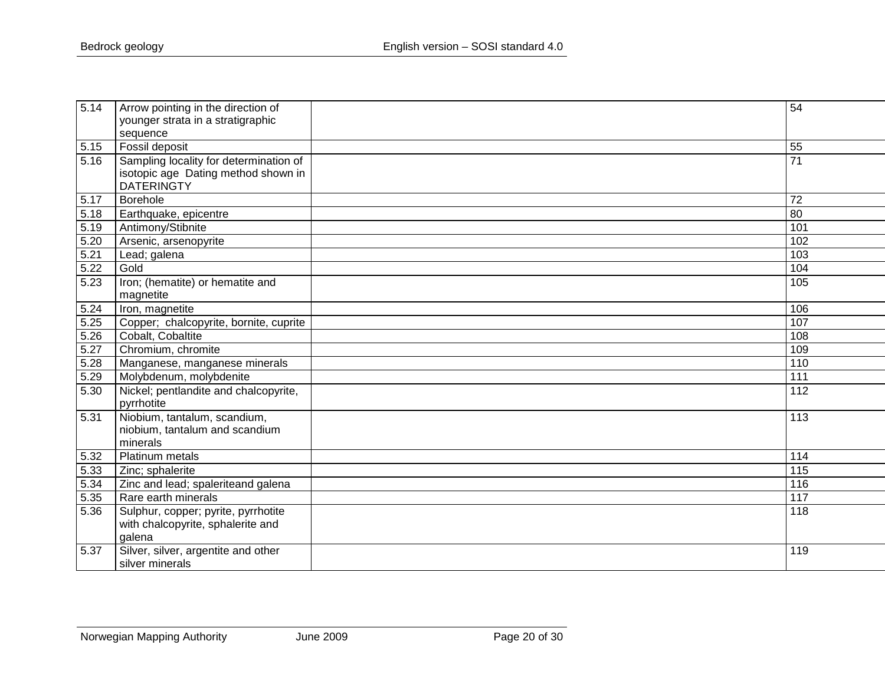| | | | |
|---|---|---|---|
| 5.14 | Arrow pointing in the direction of younger strata in a stratigraphic sequence | | 54 |
| 5.15 | Fossil deposit | | 55 |
| 5.16 | Sampling locality for determination of isotopic age  Dating method shown in DATERINGTY | | 71 |
| 5.17 | Borehole | | 72 |
| 5.18 | Earthquake, epicentre | | 80 |
| 5.19 | Antimony/Stibnite | | 101 |
| 5.20 | Arsenic, arsenopyrite | | 102 |
| 5.21 | Lead; galena | | 103 |
| 5.22 | Gold | | 104 |
| 5.23 | Iron; (hematite) or hematite and magnetite | | 105 |
| 5.24 | Iron, magnetite | | 106 |
| 5.25 | Copper;  chalcopyrite, bornite, cuprite | | 107 |
| 5.26 | Cobalt, Cobaltite | | 108 |
| 5.27 | Chromium, chromite | | 109 |
| 5.28 | Manganese, manganese minerals | | 110 |
| 5.29 | Molybdenum, molybdenite | | 111 |
| 5.30 | Nickel; pentlandite and chalcopyrite, pyrrhotite | | 112 |
| 5.31 | Niobium, tantalum, scandium, niobium, tantalum and scandium minerals | | 113 |
| 5.32 | Platinum metals | | 114 |
| 5.33 | Zinc; sphalerite | | 115 |
| 5.34 | Zinc and lead; spaleriteand galena | | 116 |
| 5.35 | Rare earth minerals | | 117 |
| 5.36 | Sulphur, copper; pyrite, pyrrhotite with chalcopyrite, sphalerite and galena | | 118 |
| 5.37 | Silver, silver, argentite and other silver minerals | | 119 |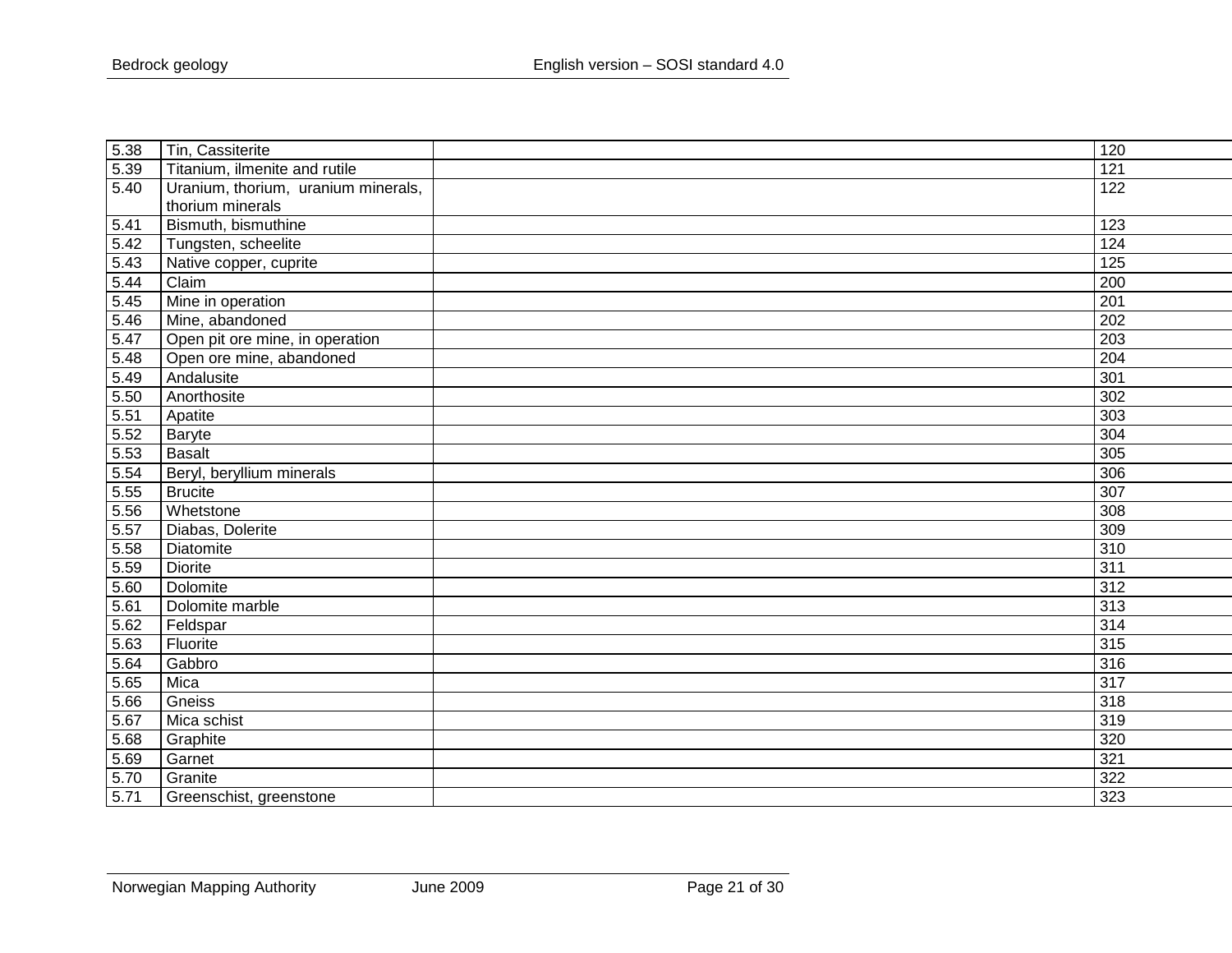| | | | |
|---|---|---|---|
| 5.38 | Tin, Cassiterite | | 120 |
| 5.39 | Titanium, ilmenite and rutile | | 121 |
| 5.40 | Uranium, thorium, uranium minerals, thorium minerals | | 122 |
| 5.41 | Bismuth, bismuthine | | 123 |
| 5.42 | Tungsten, scheelite | | 124 |
| 5.43 | Native copper, cuprite | | 125 |
| 5.44 | Claim | | 200 |
| 5.45 | Mine in operation | | 201 |
| 5.46 | Mine, abandoned | | 202 |
| 5.47 | Open pit ore mine, in operation | | 203 |
| 5.48 | Open ore mine, abandoned | | 204 |
| 5.49 | Andalusite | | 301 |
| 5.50 | Anorthosite | | 302 |
| 5.51 | Apatite | | 303 |
| 5.52 | Baryte | | 304 |
| 5.53 | Basalt | | 305 |
| 5.54 | Beryl, beryllium minerals | | 306 |
| 5.55 | Brucite | | 307 |
| 5.56 | Whetstone | | 308 |
| 5.57 | Diabas, Dolerite | | 309 |
| 5.58 | Diatomite | | 310 |
| 5.59 | Diorite | | 311 |
| 5.60 | Dolomite | | 312 |
| 5.61 | Dolomite marble | | 313 |
| 5.62 | Feldspar | | 314 |
| 5.63 | Fluorite | | 315 |
| 5.64 | Gabbro | | 316 |
| 5.65 | Mica | | 317 |
| 5.66 | Gneiss | | 318 |
| 5.67 | Mica schist | | 319 |
| 5.68 | Graphite | | 320 |
| 5.69 | Garnet | | 321 |
| 5.70 | Granite | | 322 |
| 5.71 | Greenschist, greenstone | | 323 |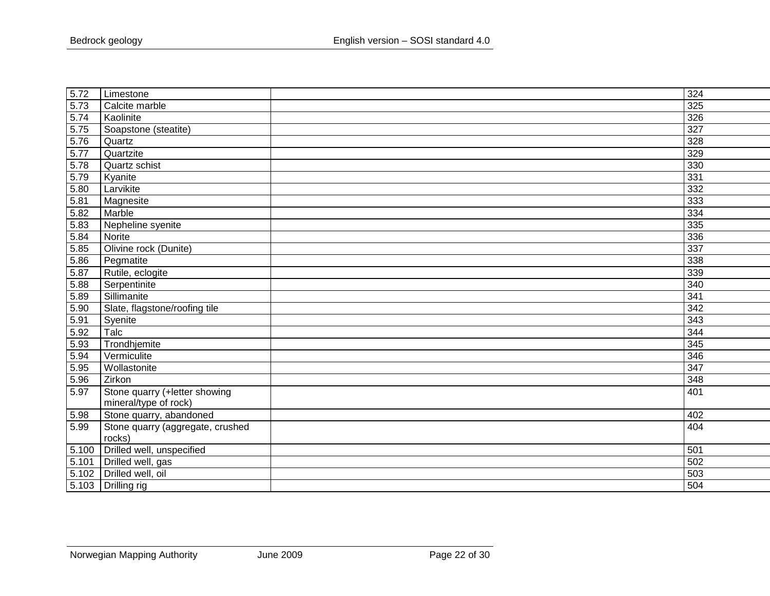| | | | |
|---|---|---|---|
| 5.72 | Limestone | | 324 |
| 5.73 | Calcite marble | | 325 |
| 5.74 | Kaolinite | | 326 |
| 5.75 | Soapstone (steatite) | | 327 |
| 5.76 | Quartz | | 328 |
| 5.77 | Quartzite | | 329 |
| 5.78 | Quartz schist | | 330 |
| 5.79 | Kyanite | | 331 |
| 5.80 | Larvikite | | 332 |
| 5.81 | Magnesite | | 333 |
| 5.82 | Marble | | 334 |
| 5.83 | Nepheline syenite | | 335 |
| 5.84 | Norite | | 336 |
| 5.85 | Olivine rock (Dunite) | | 337 |
| 5.86 | Pegmatite | | 338 |
| 5.87 | Rutile, eclogite | | 339 |
| 5.88 | Serpentinite | | 340 |
| 5.89 | Sillimanite | | 341 |
| 5.90 | Slate, flagstone/roofing tile | | 342 |
| 5.91 | Syenite | | 343 |
| 5.92 | Talc | | 344 |
| 5.93 | Trondhjemite | | 345 |
| 5.94 | Vermiculite | | 346 |
| 5.95 | Wollastonite | | 347 |
| 5.96 | Zirkon | | 348 |
| 5.97 | Stone quarry (+letter showing mineral/type of rock) | | 401 |
| 5.98 | Stone quarry, abandoned | | 402 |
| 5.99 | Stone quarry (aggregate, crushed rocks) | | 404 |
| 5.100 | Drilled well, unspecified | | 501 |
| 5.101 | Drilled well, gas | | 502 |
| 5.102 | Drilled well, oil | | 503 |
| 5.103 | Drilling rig | | 504 |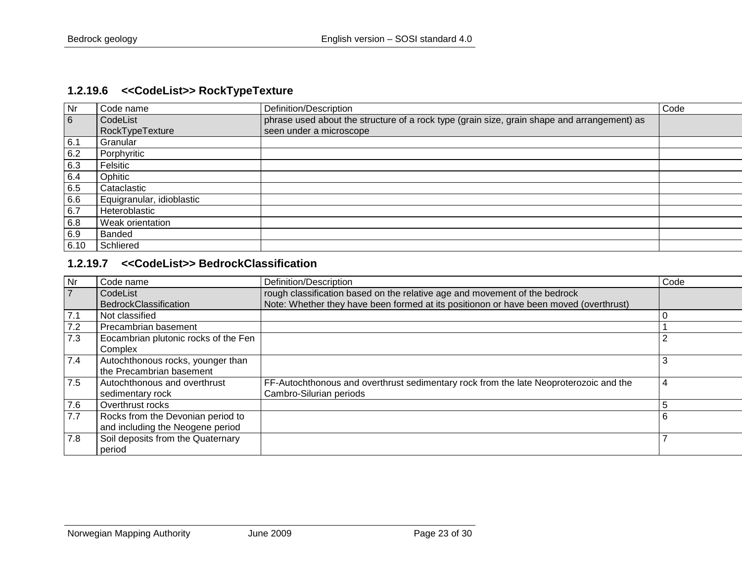### 1.2.19.6 <<CodeList>> RockTypeTexture

| Nr | Code name | Definition/Description | Code |
|---|---|---|---|
| 6 | CodeList RockTypeTexture | phrase used about the structure of a rock type (grain size, grain shape and arrangement) as seen under a microscope | |
| 6.1 | Granular | | |
| 6.2 | Porphyritic | | |
| 6.3 | Felsitic | | |
| 6.4 | Ophitic | | |
| 6.5 | Cataclastic | | |
| 6.6 | Equigranular, idioblastic | | |
| 6.7 | Heteroblastic | | |
| 6.8 | Weak orientation | | |
| 6.9 | Banded | | |
| 6.10 | Schliered | | |

### 1.2.19.7 <<CodeList>> BedrockClassification

| Nr | Code name | Definition/Description | Code |
|---|---|---|---|
| 7 | CodeList BedrockClassification | rough classification based on the relative age and movement of the bedrock<br>Note: Whether they have been formed at its positionon or have been moved (overthrust) | |
| 7.1 | Not classified | | 0 |
| 7.2 | Precambrian basement | | 1 |
| 7.3 | Eocambrian plutonic rocks of the Fen Complex | | 2 |
| 7.4 | Autochthonous rocks, younger than the Precambrian basement | | 3 |
| 7.5 | Autochthonous and overthrust sedimentary rock | FF-Autochthonous and overthrust sedimentary rock from the late Neoproterozoic and the Cambro-Silurian periods | 4 |
| 7.6 | Overthrust rocks | | 5 |
| 7.7 | Rocks from the Devonian period to and including the Neogene period | | 6 |
| 7.8 | Soil deposits from the Quaternary period | | 7 |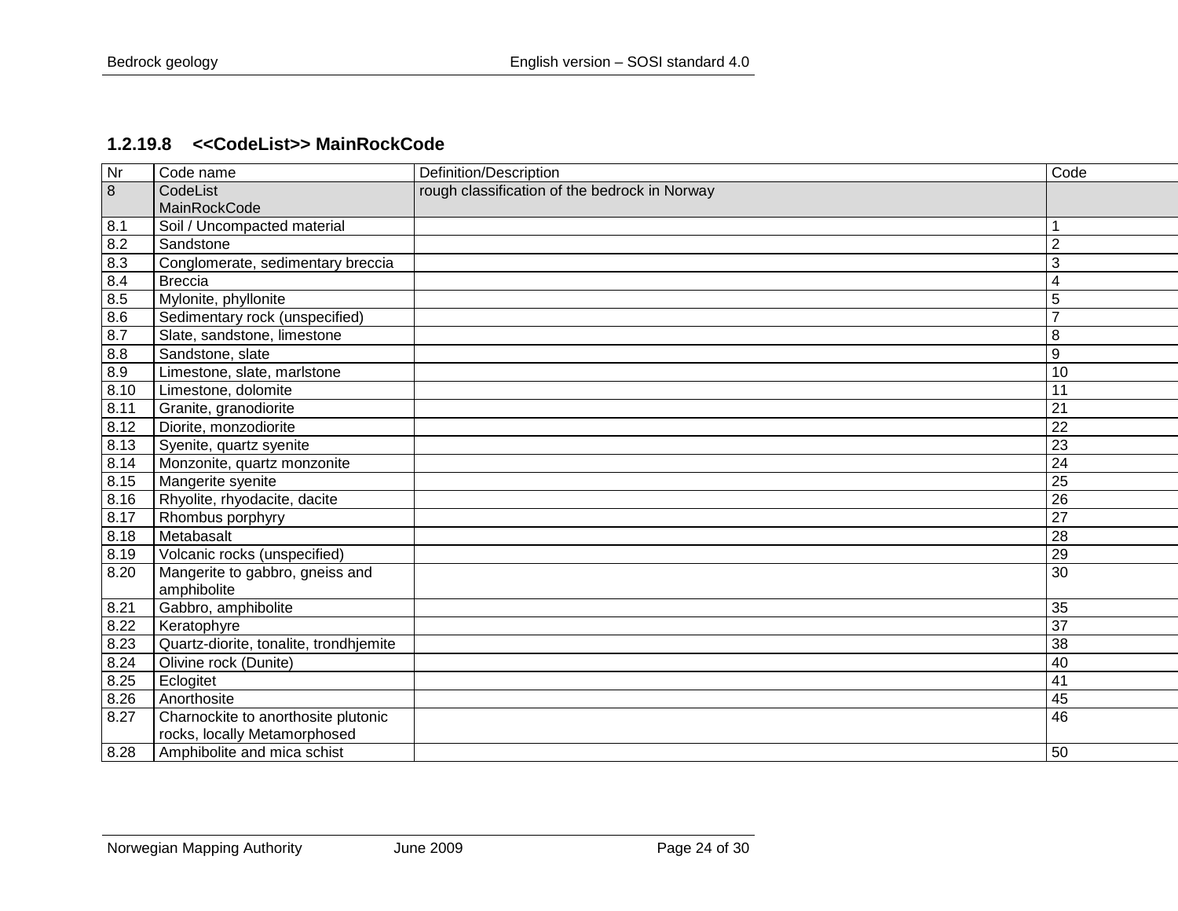### 1.2.19.8 <<CodeList>> MainRockCode

| Nr | Code name | Definition/Description | Code |
|---|---|---|---|
| 8 | CodeList MainRockCode | rough classification of the bedrock in Norway | |
| 8.1 | Soil / Uncompacted material | | 1 |
| 8.2 | Sandstone | | 2 |
| 8.3 | Conglomerate, sedimentary breccia | | 3 |
| 8.4 | Breccia | | 4 |
| 8.5 | Mylonite, phyllonite | | 5 |
| 8.6 | Sedimentary rock (unspecified) | | 7 |
| 8.7 | Slate, sandstone, limestone | | 8 |
| 8.8 | Sandstone, slate | | 9 |
| 8.9 | Limestone, slate, marlstone | | 10 |
| 8.10 | Limestone, dolomite | | 11 |
| 8.11 | Granite, granodiorite | | 21 |
| 8.12 | Diorite, monzodiorite | | 22 |
| 8.13 | Syenite, quartz syenite | | 23 |
| 8.14 | Monzonite, quartz monzonite | | 24 |
| 8.15 | Mangerite syenite | | 25 |
| 8.16 | Rhyolite, rhyodacite, dacite | | 26 |
| 8.17 | Rhombus porphyry | | 27 |
| 8.18 | Metabasalt | | 28 |
| 8.19 | Volcanic rocks (unspecified) | | 29 |
| 8.20 | Mangerite to gabbro, gneiss and amphibolite | | 30 |
| 8.21 | Gabbro, amphibolite | | 35 |
| 8.22 | Keratophyre | | 37 |
| 8.23 | Quartz-diorite, tonalite, trondhjemite | | 38 |
| 8.24 | Olivine rock (Dunite) | | 40 |
| 8.25 | Eclogitet | | 41 |
| 8.26 | Anorthosite | | 45 |
| 8.27 | Charnockite to anorthosite plutonic rocks, locally Metamorphosed | | 46 |
| 8.28 | Amphibolite and mica schist | | 50 |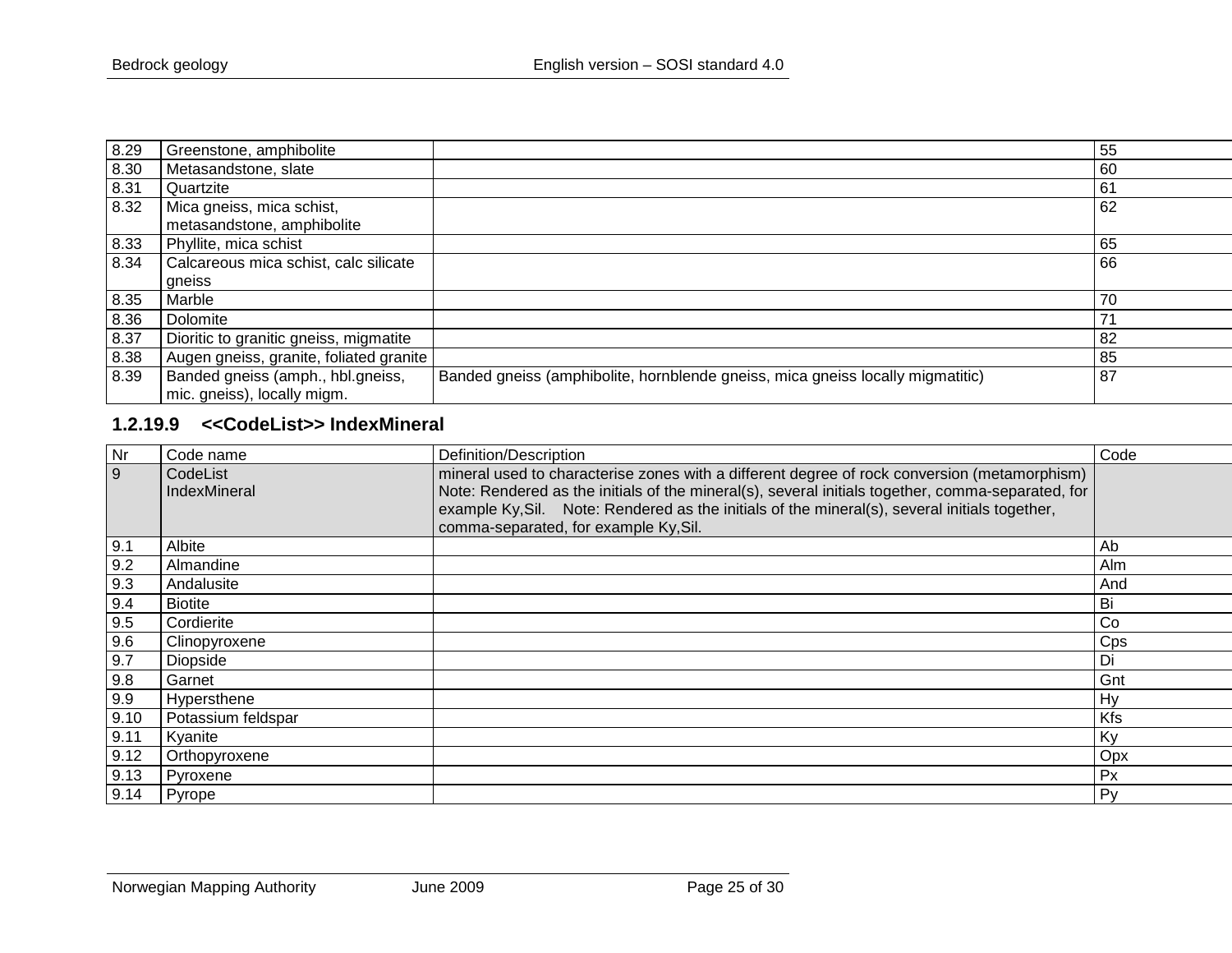| 8.29 | Greenstone, amphibolite | | 55 |
|---|---|---|---|
| 8.30 | Metasandstone, slate | | 60 |
| 8.31 | Quartzite | | 61 |
| 8.32 | Mica gneiss, mica schist, metasandstone, amphibolite | | 62 |
| 8.33 | Phyllite, mica schist | | 65 |
| 8.34 | Calcareous mica schist, calc silicate gneiss | | 66 |
| 8.35 | Marble | | 70 |
| 8.36 | Dolomite | | 71 |
| 8.37 | Dioritic to granitic gneiss, migmatite | | 82 |
| 8.38 | Augen gneiss, granite, foliated granite | | 85 |
| 8.39 | Banded gneiss (amph., hbl.gneiss, mic. gneiss), locally migm. | Banded gneiss (amphibolite, hornblende gneiss, mica gneiss locally migmatitic) | 87 |

### 1.2.19.9 <<CodeList>> IndexMineral

| Nr | Code name | Definition/Description | Code |
|---|---|---|---|
| 9 | CodeList IndexMineral | mineral used to characterise zones with a different degree of rock conversion (metamorphism) Note: Rendered as the initials of the mineral(s), several initials together, comma-separated, for example Ky,Sil. Note: Rendered as the initials of the mineral(s), several initials together, comma-separated, for example Ky,Sil. | |
| 9.1 | Albite | | Ab |
| 9.2 | Almandine | | Alm |
| 9.3 | Andalusite | | And |
| 9.4 | Biotite | | Bi |
| 9.5 | Cordierite | | Co |
| 9.6 | Clinopyroxene | | Cps |
| 9.7 | Diopside | | Di |
| 9.8 | Garnet | | Gnt |
| 9.9 | Hypersthene | | Hy |
| 9.10 | Potassium feldspar | | Kfs |
| 9.11 | Kyanite | | Ky |
| 9.12 | Orthopyroxene | | Opx |
| 9.13 | Pyroxene | | Px |
| 9.14 | Pyrope | | Py |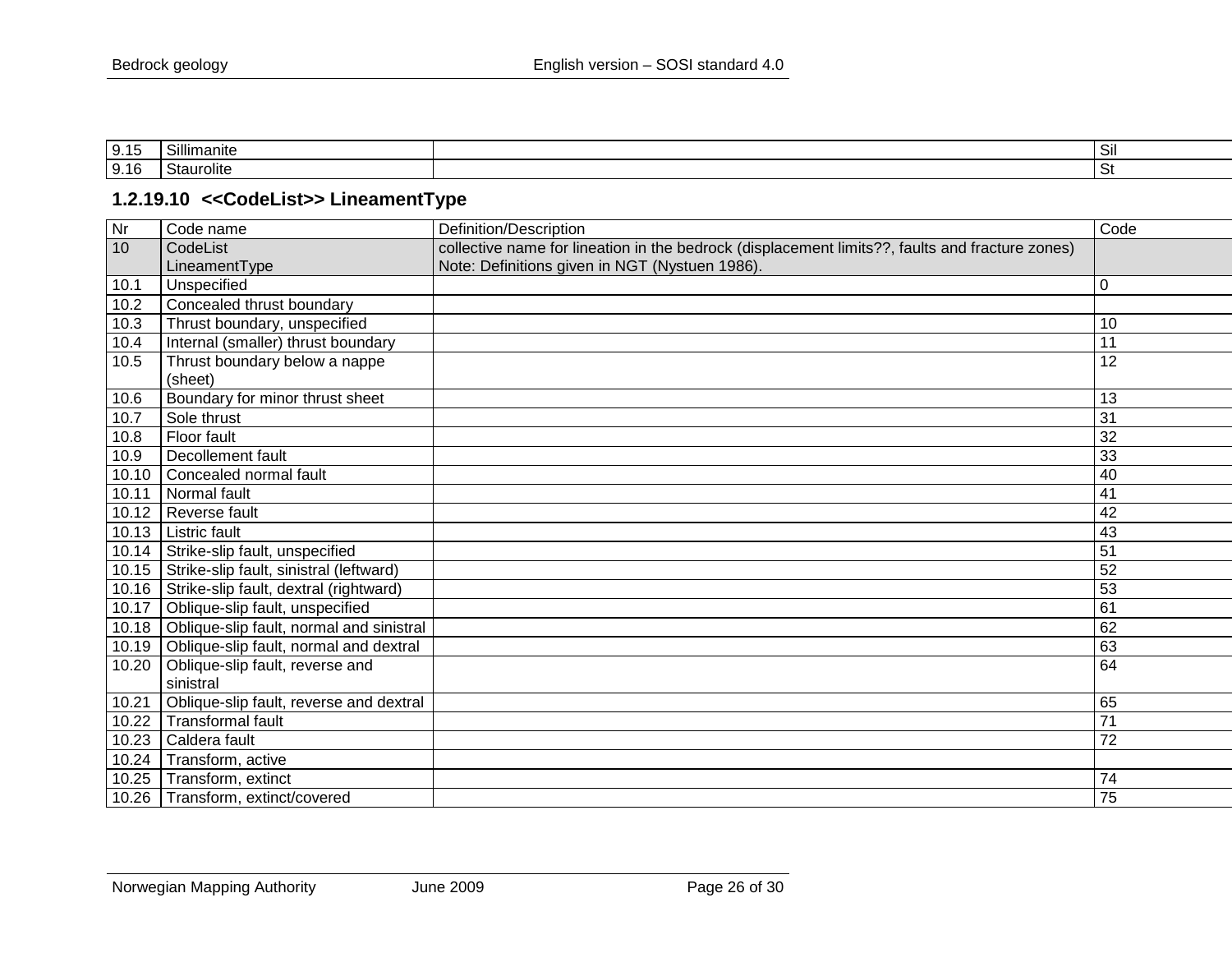| 9.15 | Sillimanite | | Sil |
|---|---|---|---|
| 9.16 | Staurolite | | St |

### 1.2.19.10 <<CodeList>> LineamentType

| Nr | Code name | Definition/Description | Code |
|---|---|---|---|
| 10 | CodeList LineamentType | collective name for lineation in the bedrock (displacement limits??, faults and fracture zones) Note: Definitions given in NGT (Nystuen 1986). | |
| 10.1 | Unspecified | | 0 |
| 10.2 | Concealed thrust boundary | | |
| 10.3 | Thrust boundary, unspecified | | 10 |
| 10.4 | Internal (smaller) thrust boundary | | 11 |
| 10.5 | Thrust boundary below a nappe (sheet) | | 12 |
| 10.6 | Boundary for minor thrust sheet | | 13 |
| 10.7 | Sole thrust | | 31 |
| 10.8 | Floor fault | | 32 |
| 10.9 | Decollement fault | | 33 |
| 10.10 | Concealed normal fault | | 40 |
| 10.11 | Normal fault | | 41 |
| 10.12 | Reverse fault | | 42 |
| 10.13 | Listric fault | | 43 |
| 10.14 | Strike-slip fault, unspecified | | 51 |
| 10.15 | Strike-slip fault, sinistral (leftward) | | 52 |
| 10.16 | Strike-slip fault, dextral (rightward) | | 53 |
| 10.17 | Oblique-slip fault, unspecified | | 61 |
| 10.18 | Oblique-slip fault, normal and sinistral | | 62 |
| 10.19 | Oblique-slip fault, normal and dextral | | 63 |
| 10.20 | Oblique-slip fault, reverse and sinistral | | 64 |
| 10.21 | Oblique-slip fault, reverse and dextral | | 65 |
| 10.22 | Transformal fault | | 71 |
| 10.23 | Caldera fault | | 72 |
| 10.24 | Transform, active | | |
| 10.25 | Transform, extinct | | 74 |
| 10.26 | Transform, extinct/covered | | 75 |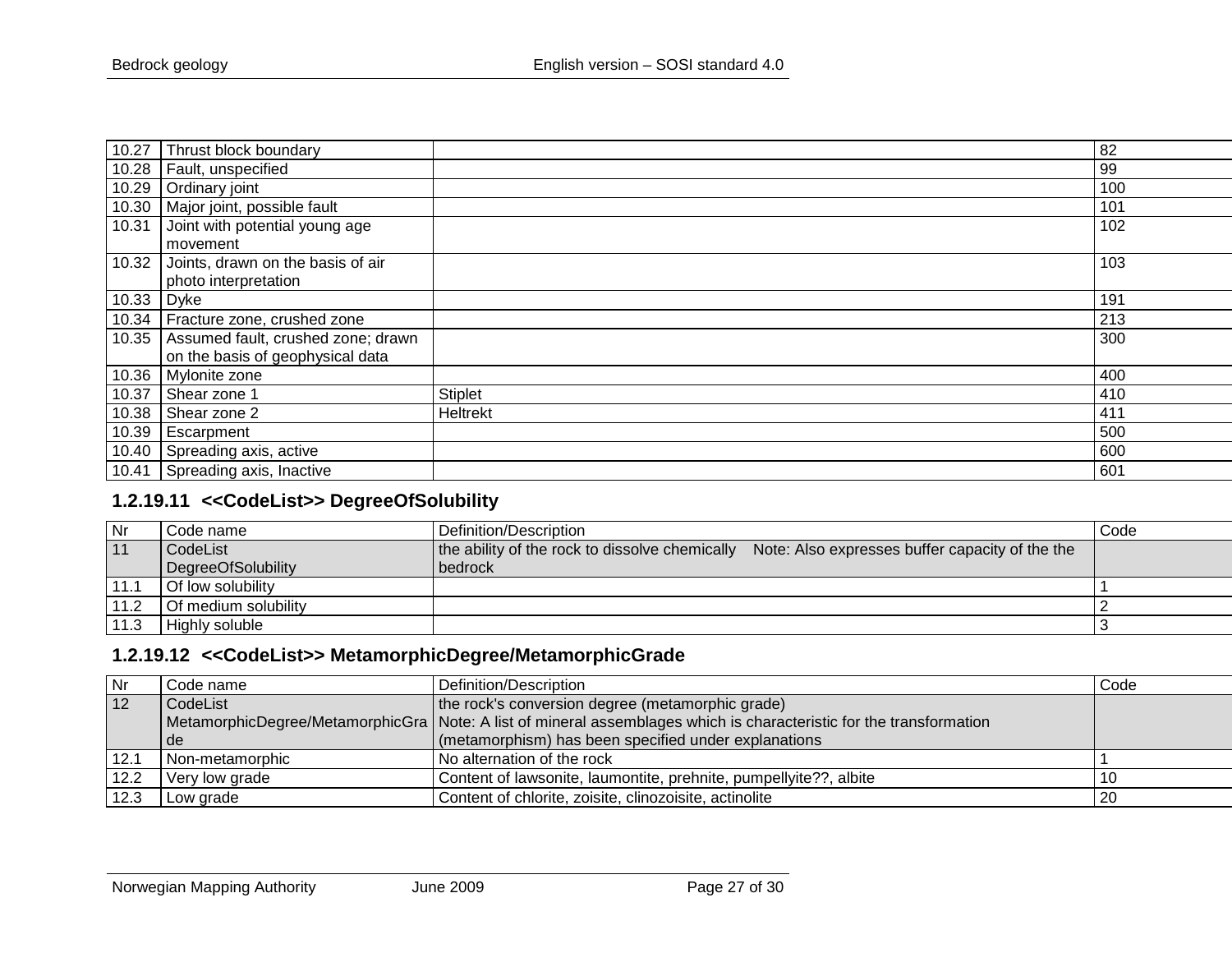| | | | |
|---|---|---|---|
| 10.27 | Thrust block boundary | | 82 |
| 10.28 | Fault, unspecified | | 99 |
| 10.29 | Ordinary joint | | 100 |
| 10.30 | Major joint, possible fault | | 101 |
| 10.31 | Joint with potential young age movement | | 102 |
| 10.32 | Joints, drawn on the basis of air photo interpretation | | 103 |
| 10.33 | Dyke | | 191 |
| 10.34 | Fracture zone, crushed zone | | 213 |
| 10.35 | Assumed fault, crushed zone; drawn on the basis of geophysical data | | 300 |
| 10.36 | Mylonite zone | | 400 |
| 10.37 | Shear zone 1 | Stiplet | 410 |
| 10.38 | Shear zone 2 | Heltrekt | 411 |
| 10.39 | Escarpment | | 500 |
| 10.40 | Spreading axis, active | | 600 |
| 10.41 | Spreading axis, Inactive | | 601 |

### 1.2.19.11 <<CodeList>> DegreeOfSolubility

| Nr | Code name | Definition/Description | Code |
|---|---|---|---|
| 11 | CodeList DegreeOfSolubility | the ability of the rock to dissolve chemically Note: Also expresses buffer capacity of the the bedrock | |
| 11.1 | Of low solubility | | 1 |
| 11.2 | Of medium solubility | | 2 |
| 11.3 | Highly soluble | | 3 |

### 1.2.19.12 <<CodeList>> MetamorphicDegree/MetamorphicGrade

| Nr | Code name | Definition/Description | Code |
|---|---|---|---|
| 12 | CodeList MetamorphicDegree/MetamorphicGrade | the rock's conversion degree (metamorphic grade) Note: A list of mineral assemblages which is characteristic for the transformation (metamorphism) has been specified under explanations | |
| 12.1 | Non-metamorphic | No alternation of the rock | 1 |
| 12.2 | Very low grade | Content of lawsonite, laumontite, prehnite, pumpellyite??, albite | 10 |
| 12.3 | Low grade | Content of chlorite, zoisite, clinozoisite, actinolite | 20 |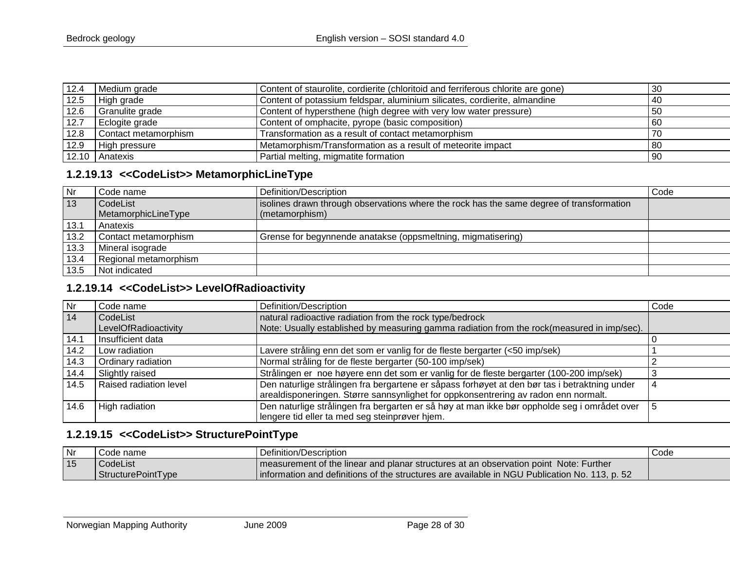| 12.4 | Medium grade | Content of staurolite, cordierite (chloritoid and ferriferous chlorite are gone) | 30 |
|---|---|---|---|
| 12.5 | High grade | Content of potassium feldspar, aluminium silicates, cordierite, almandine | 40 |
| 12.6 | Granulite grade | Content of hypersthene (high degree with very low water pressure) | 50 |
| 12.7 | Eclogite grade | Content of omphacite, pyrope (basic composition) | 60 |
| 12.8 | Contact metamorphism | Transformation as a result of contact metamorphism | 70 |
| 12.9 | High pressure | Metamorphism/Transformation as a result of meteorite impact | 80 |
| 12.10 | Anatexis | Partial melting, migmatite formation | 90 |

### 1.2.19.13 <<CodeList>> MetamorphicLineType

| Nr | Code name | Definition/Description | Code |
|---|---|---|---|
| 13 | CodeList MetamorphicLineType | isolines drawn through observations where the rock has the same degree of transformation (metamorphism) | |
| 13.1 | Anatexis | | |
| 13.2 | Contact metamorphism | Grense for begynnende anatakse (oppsmeltning, migmatisering) | |
| 13.3 | Mineral isograde | | |
| 13.4 | Regional metamorphism | | |
| 13.5 | Not indicated | | |

### 1.2.19.14 <<CodeList>> LevelOfRadioactivity

| Nr | Code name | Definition/Description | Code |
|---|---|---|---|
| 14 | CodeList LevelOfRadioactivity | natural radioactive radiation from the rock type/bedrock Note: Usually established by measuring gamma radiation from the rock(measured in imp/sec). | |
| 14.1 | Insufficient data | | 0 |
| 14.2 | Low radiation | Lavere stråling enn det som er vanlig for de fleste bergarter (<50 imp/sek) | 1 |
| 14.3 | Ordinary radiation | Normal stråling for de fleste bergarter (50-100 imp/sek) | 2 |
| 14.4 | Slightly raised | Strålingen er noe høyere enn det som er vanlig for de fleste bergarter (100-200 imp/sek) | 3 |
| 14.5 | Raised radiation level | Den naturlige strålingen fra bergartene er såpass forhøyet at den bør tas i betraktning under arealdisponeringen. Større sannsynlighet for oppkonsentrering av radon enn normalt. | 4 |
| 14.6 | High radiation | Den naturlige strålingen fra bergarten er så høy at man ikke bør oppholde seg i området over lengere tid eller ta med seg steinprøver hjem. | 5 |

### 1.2.19.15 <<CodeList>> StructurePointType

| Nr | Code name | Definition/Description | Code |
|---|---|---|---|
| 15 | CodeList StructurePointType | measurement of the linear and planar structures at an observation point Note: Further information and definitions of the structures are available in NGU Publication No. 113, p. 52 | |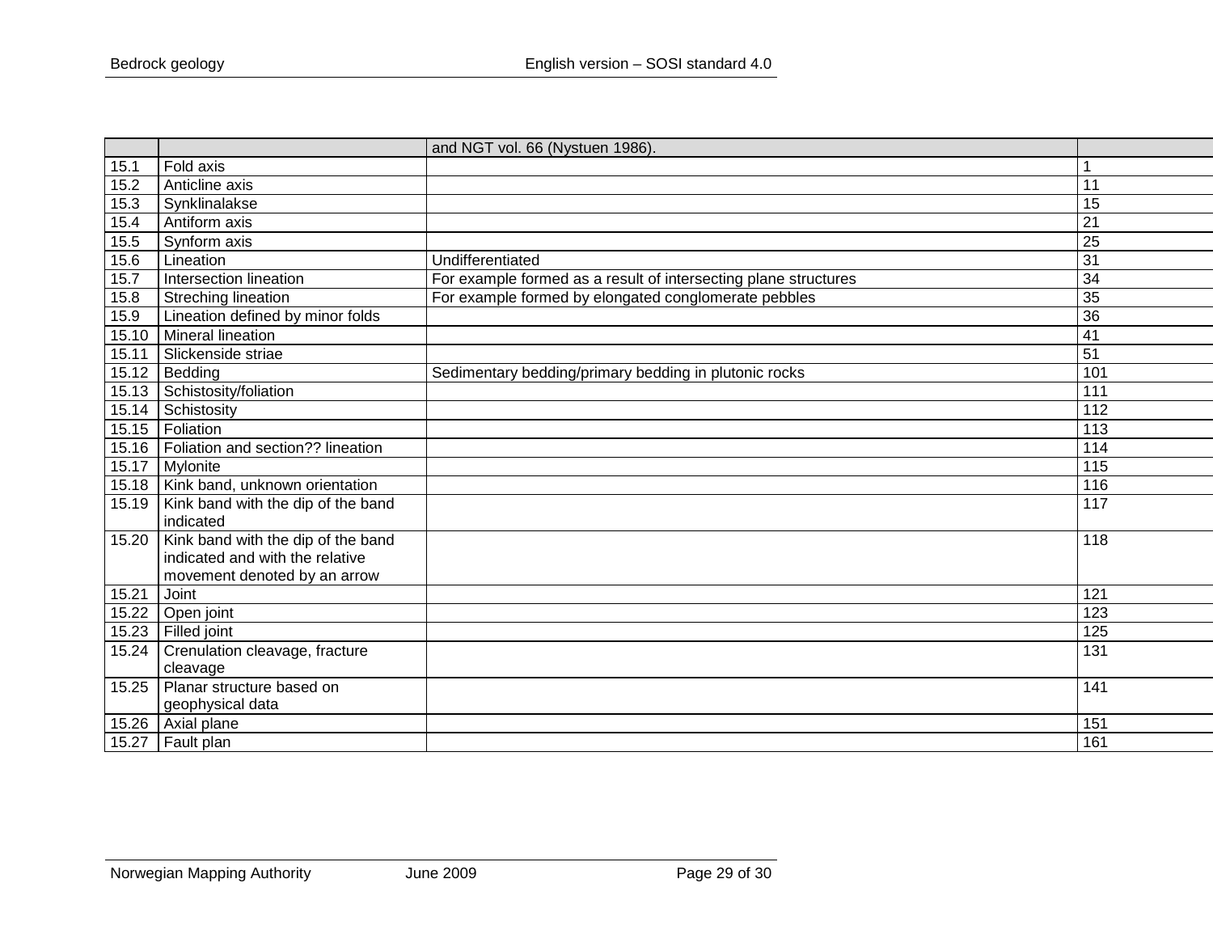| | | and NGT vol. 66 (Nystuen 1986). | |
|---|---|---|---|
| 15.1 | Fold axis | | 1 |
| 15.2 | Anticline axis | | 11 |
| 15.3 | Synklinalakse | | 15 |
| 15.4 | Antiform axis | | 21 |
| 15.5 | Synform axis | | 25 |
| 15.6 | Lineation | Undifferentiated | 31 |
| 15.7 | Intersection lineation | For example formed as a result of intersecting plane structures | 34 |
| 15.8 | Streching lineation | For example formed by elongated conglomerate pebbles | 35 |
| 15.9 | Lineation defined by minor folds | | 36 |
| 15.10 | Mineral lineation | | 41 |
| 15.11 | Slickenside striae | | 51 |
| 15.12 | Bedding | Sedimentary bedding/primary bedding in plutonic rocks | 101 |
| 15.13 | Schistosity/foliation | | 111 |
| 15.14 | Schistosity | | 112 |
| 15.15 | Foliation | | 113 |
| 15.16 | Foliation and section?? lineation | | 114 |
| 15.17 | Mylonite | | 115 |
| 15.18 | Kink band, unknown orientation | | 116 |
| 15.19 | Kink band with the dip of the band indicated | | 117 |
| 15.20 | Kink band with the dip of the band indicated and with the relative movement denoted by an arrow | | 118 |
| 15.21 | Joint | | 121 |
| 15.22 | Open joint | | 123 |
| 15.23 | Filled joint | | 125 |
| 15.24 | Crenulation cleavage, fracture cleavage | | 131 |
| 15.25 | Planar structure based on geophysical data | | 141 |
| 15.26 | Axial plane | | 151 |
| 15.27 | Fault plan | | 161 |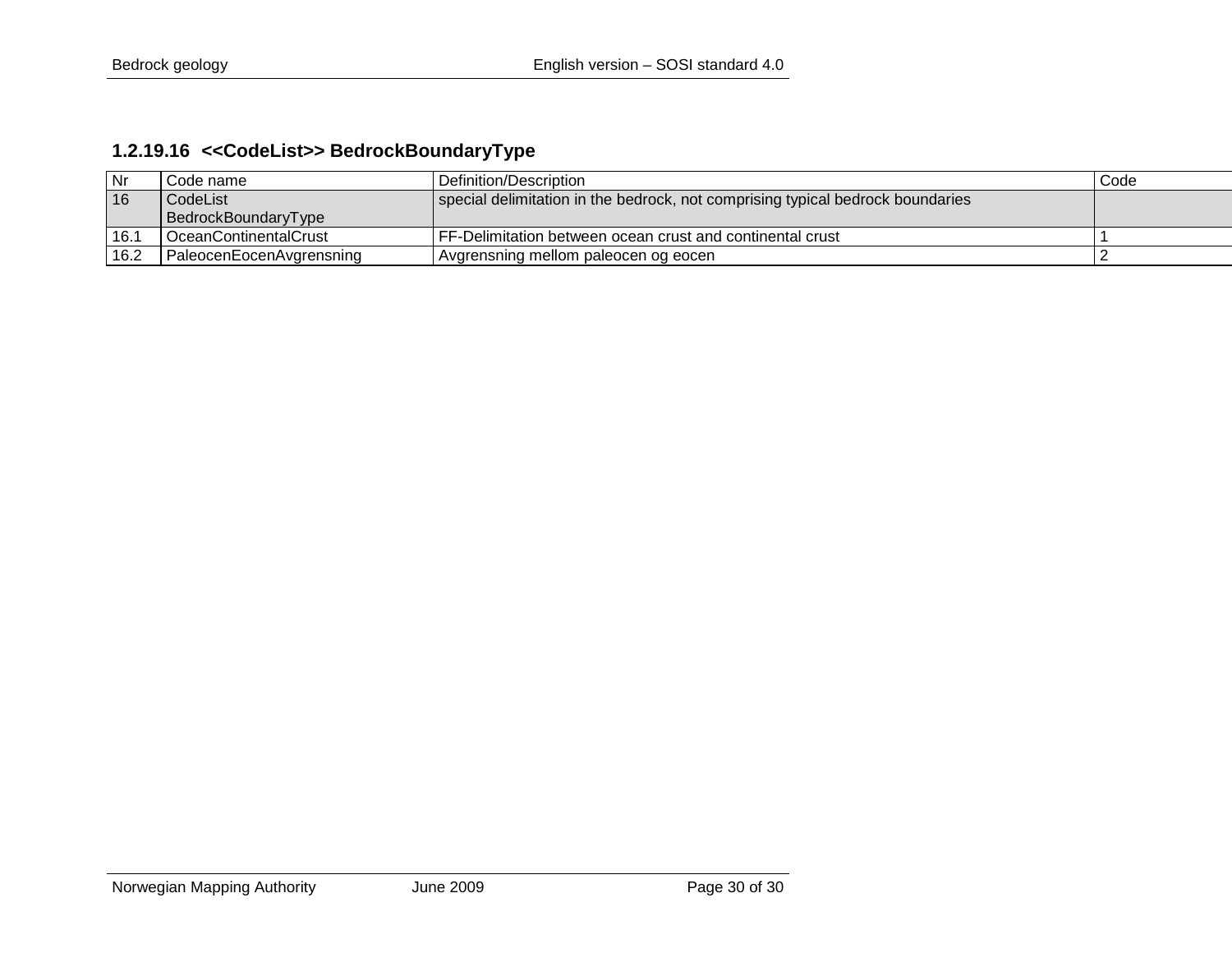### 1.2.19.16 <<CodeList>> BedrockBoundaryType

| Nr | Code name | Definition/Description | Code |
|---|---|---|---|
| 16 | CodeList BedrockBoundaryType | special delimitation in the bedrock, not comprising typical bedrock boundaries | |
| 16.1 | OceanContinentalCrust | FF-Delimitation between ocean crust and continental crust | 1 |
| 16.2 | PaleocenEocenAvgrensning | Avgrensning mellom paleocen og eocen | 2 |